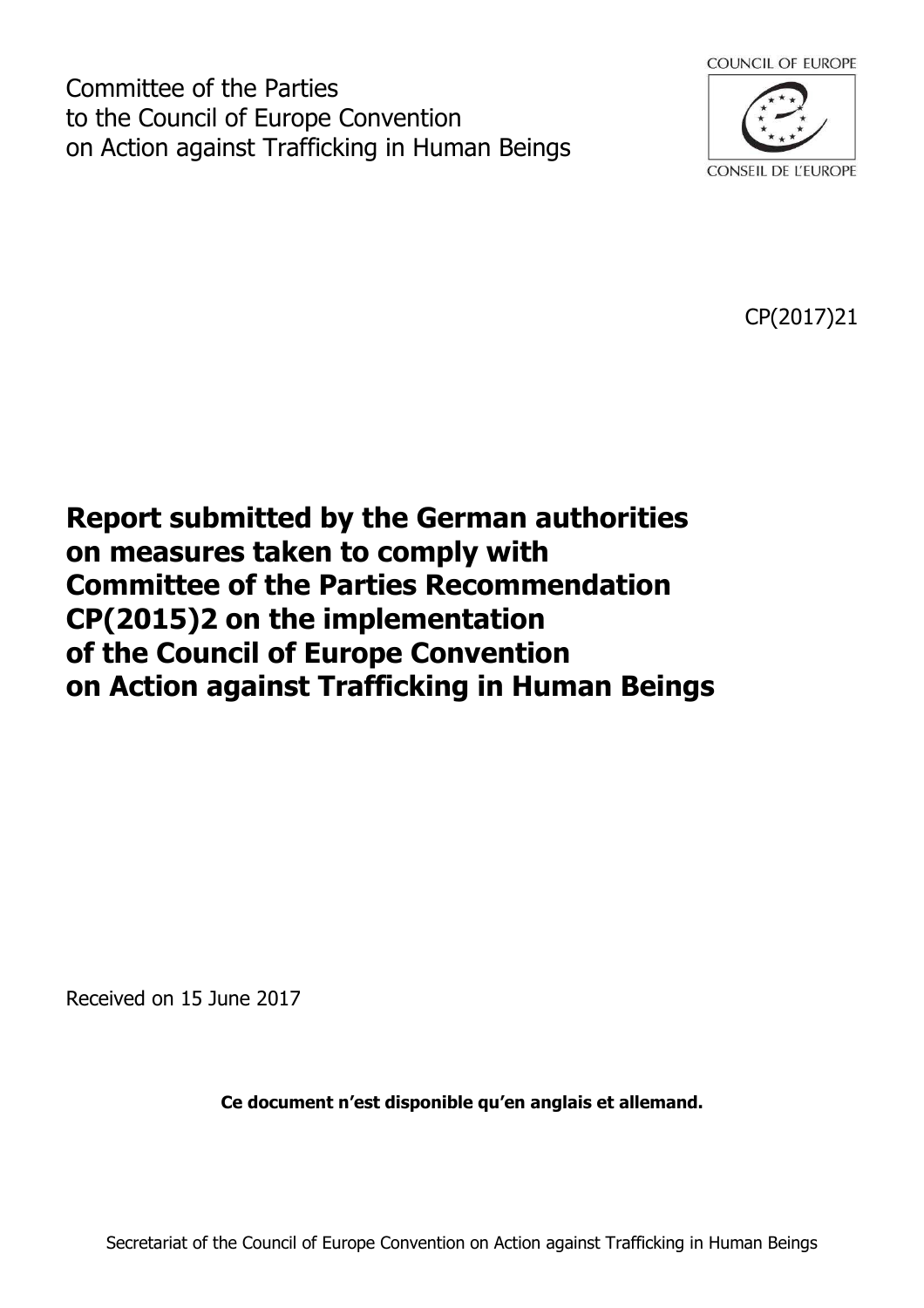Committee of the Parties
to the Council of Europe Convention
on Action against Trafficking in Human Beings

COUNCIL OF EUROPE

CONSEIL DE L'EUROPE

CP(2017)21

# Report submitted by the German authorities on measures taken to comply with Committee of the Parties Recommendation CP(2015)2 on the implementation of the Council of Europe Convention on Action against Trafficking in Human Beings

Received on 15 June 2017

**Ce document n'est disponible qu'en anglais et allemand.**

Secretariat of the Council of Europe Convention on Action against Trafficking in Human Beings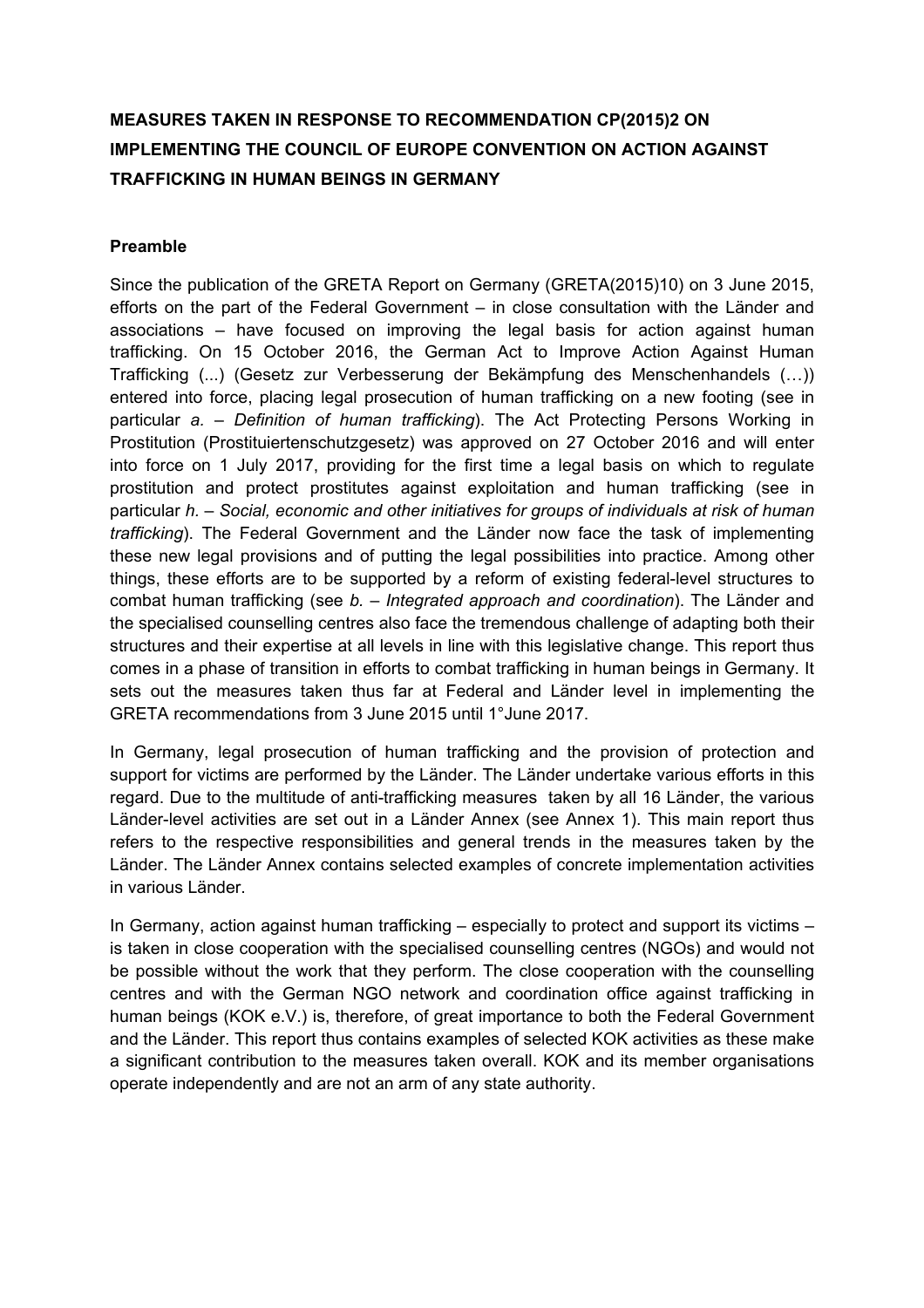**MEASURES TAKEN IN RESPONSE TO RECOMMENDATION CP(2015)2 ON IMPLEMENTING THE COUNCIL OF EUROPE CONVENTION ON ACTION AGAINST TRAFFICKING IN HUMAN BEINGS IN GERMANY**

**Preamble**

Since the publication of the GRETA Report on Germany (GRETA(2015)10) on 3 June 2015, efforts on the part of the Federal Government – in close consultation with the Länder and associations – have focused on improving the legal basis for action against human trafficking. On 15 October 2016, the German Act to Improve Action Against Human Trafficking (...) (Gesetz zur Verbesserung der Bekämpfung des Menschenhandels (…)) entered into force, placing legal prosecution of human trafficking on a new footing (see in particular *a. – Definition of human trafficking*). The Act Protecting Persons Working in Prostitution (Prostituiertenschutzgesetz) was approved on 27 October 2016 and will enter into force on 1 July 2017, providing for the first time a legal basis on which to regulate prostitution and protect prostitutes against exploitation and human trafficking (see in particular *h. – Social, economic and other initiatives for groups of individuals at risk of human trafficking*). The Federal Government and the Länder now face the task of implementing these new legal provisions and of putting the legal possibilities into practice. Among other things, these efforts are to be supported by a reform of existing federal-level structures to combat human trafficking (see *b. – Integrated approach and coordination*). The Länder and the specialised counselling centres also face the tremendous challenge of adapting both their structures and their expertise at all levels in line with this legislative change. This report thus comes in a phase of transition in efforts to combat trafficking in human beings in Germany. It sets out the measures taken thus far at Federal and Länder level in implementing the GRETA recommendations from 3 June 2015 until 1°June 2017.

In Germany, legal prosecution of human trafficking and the provision of protection and support for victims are performed by the Länder. The Länder undertake various efforts in this regard. Due to the multitude of anti-trafficking measures taken by all 16 Länder, the various Länder-level activities are set out in a Länder Annex (see Annex 1). This main report thus refers to the respective responsibilities and general trends in the measures taken by the Länder. The Länder Annex contains selected examples of concrete implementation activities in various Länder.

In Germany, action against human trafficking – especially to protect and support its victims – is taken in close cooperation with the specialised counselling centres (NGOs) and would not be possible without the work that they perform. The close cooperation with the counselling centres and with the German NGO network and coordination office against trafficking in human beings (KOK e.V.) is, therefore, of great importance to both the Federal Government and the Länder. This report thus contains examples of selected KOK activities as these make a significant contribution to the measures taken overall. KOK and its member organisations operate independently and are not an arm of any state authority.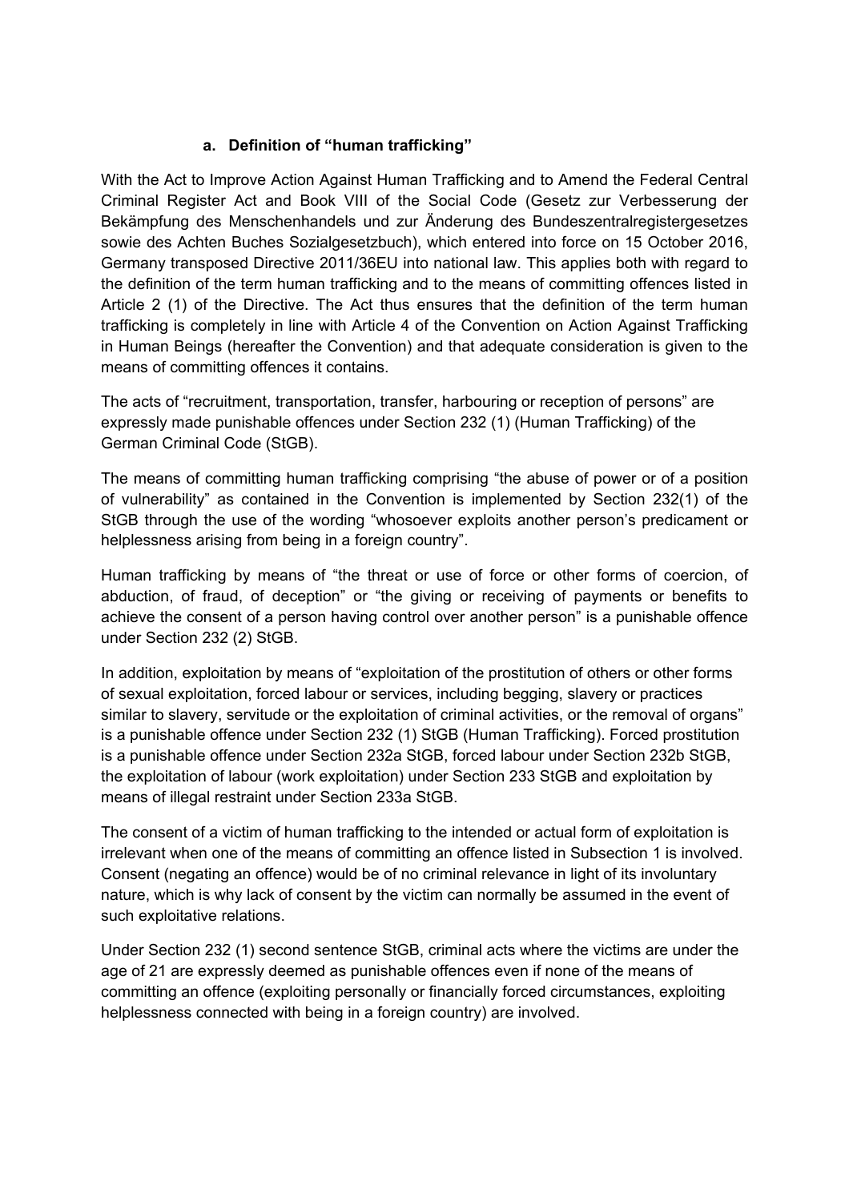### a. Definition of "human trafficking"

With the Act to Improve Action Against Human Trafficking and to Amend the Federal Central Criminal Register Act and Book VIII of the Social Code (Gesetz zur Verbesserung der Bekämpfung des Menschenhandels und zur Änderung des Bundeszentralregistergesetzes sowie des Achten Buches Sozialgesetzbuch), which entered into force on 15 October 2016, Germany transposed Directive 2011/36EU into national law. This applies both with regard to the definition of the term human trafficking and to the means of committing offences listed in Article 2 (1) of the Directive. The Act thus ensures that the definition of the term human trafficking is completely in line with Article 4 of the Convention on Action Against Trafficking in Human Beings (hereafter the Convention) and that adequate consideration is given to the means of committing offences it contains.

The acts of "recruitment, transportation, transfer, harbouring or reception of persons" are expressly made punishable offences under Section 232 (1) (Human Trafficking) of the German Criminal Code (StGB).

The means of committing human trafficking comprising "the abuse of power or of a position of vulnerability" as contained in the Convention is implemented by Section 232(1) of the StGB through the use of the wording "whosoever exploits another person's predicament or helplessness arising from being in a foreign country".

Human trafficking by means of "the threat or use of force or other forms of coercion, of abduction, of fraud, of deception" or "the giving or receiving of payments or benefits to achieve the consent of a person having control over another person" is a punishable offence under Section 232 (2) StGB.

In addition, exploitation by means of "exploitation of the prostitution of others or other forms of sexual exploitation, forced labour or services, including begging, slavery or practices similar to slavery, servitude or the exploitation of criminal activities, or the removal of organs" is a punishable offence under Section 232 (1) StGB (Human Trafficking). Forced prostitution is a punishable offence under Section 232a StGB, forced labour under Section 232b StGB, the exploitation of labour (work exploitation) under Section 233 StGB and exploitation by means of illegal restraint under Section 233a StGB.

The consent of a victim of human trafficking to the intended or actual form of exploitation is irrelevant when one of the means of committing an offence listed in Subsection 1 is involved. Consent (negating an offence) would be of no criminal relevance in light of its involuntary nature, which is why lack of consent by the victim can normally be assumed in the event of such exploitative relations.

Under Section 232 (1) second sentence StGB, criminal acts where the victims are under the age of 21 are expressly deemed as punishable offences even if none of the means of committing an offence (exploiting personally or financially forced circumstances, exploiting helplessness connected with being in a foreign country) are involved.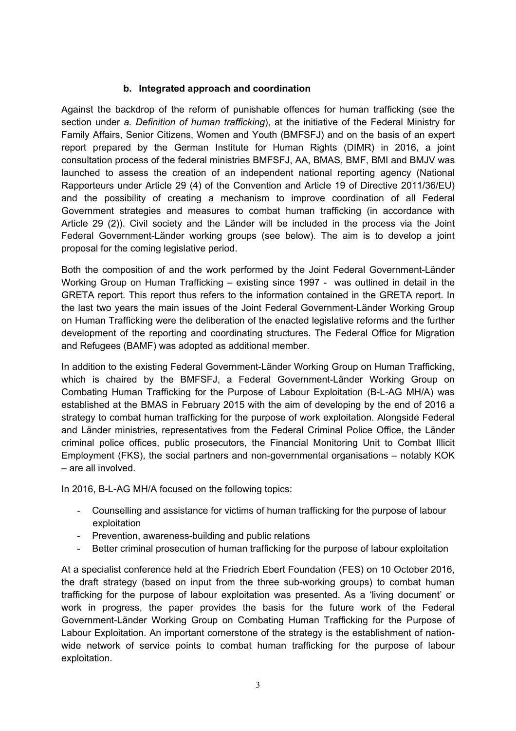### b. Integrated approach and coordination

Against the backdrop of the reform of punishable offences for human trafficking (see the section under *a. Definition of human trafficking*), at the initiative of the Federal Ministry for Family Affairs, Senior Citizens, Women and Youth (BMFSFJ) and on the basis of an expert report prepared by the German Institute for Human Rights (DIMR) in 2016, a joint consultation process of the federal ministries BMFSFJ, AA, BMAS, BMF, BMI and BMJV was launched to assess the creation of an independent national reporting agency (National Rapporteurs under Article 29 (4) of the Convention and Article 19 of Directive 2011/36/EU) and the possibility of creating a mechanism to improve coordination of all Federal Government strategies and measures to combat human trafficking (in accordance with Article 29 (2)). Civil society and the Länder will be included in the process via the Joint Federal Government-Länder working groups (see below). The aim is to develop a joint proposal for the coming legislative period.

Both the composition of and the work performed by the Joint Federal Government-Länder Working Group on Human Trafficking – existing since 1997 - was outlined in detail in the GRETA report. This report thus refers to the information contained in the GRETA report. In the last two years the main issues of the Joint Federal Government-Länder Working Group on Human Trafficking were the deliberation of the enacted legislative reforms and the further development of the reporting and coordinating structures. The Federal Office for Migration and Refugees (BAMF) was adopted as additional member.

In addition to the existing Federal Government-Länder Working Group on Human Trafficking, which is chaired by the BMFSFJ, a Federal Government-Länder Working Group on Combating Human Trafficking for the Purpose of Labour Exploitation (B-L-AG MH/A) was established at the BMAS in February 2015 with the aim of developing by the end of 2016 a strategy to combat human trafficking for the purpose of work exploitation. Alongside Federal and Länder ministries, representatives from the Federal Criminal Police Office, the Länder criminal police offices, public prosecutors, the Financial Monitoring Unit to Combat Illicit Employment (FKS), the social partners and non-governmental organisations – notably KOK – are all involved.

In 2016, B-L-AG MH/A focused on the following topics:

- Counselling and assistance for victims of human trafficking for the purpose of labour exploitation
- Prevention, awareness-building and public relations
- Better criminal prosecution of human trafficking for the purpose of labour exploitation

At a specialist conference held at the Friedrich Ebert Foundation (FES) on 10 October 2016, the draft strategy (based on input from the three sub-working groups) to combat human trafficking for the purpose of labour exploitation was presented. As a 'living document' or work in progress, the paper provides the basis for the future work of the Federal Government-Länder Working Group on Combating Human Trafficking for the Purpose of Labour Exploitation. An important cornerstone of the strategy is the establishment of nation-wide network of service points to combat human trafficking for the purpose of labour exploitation.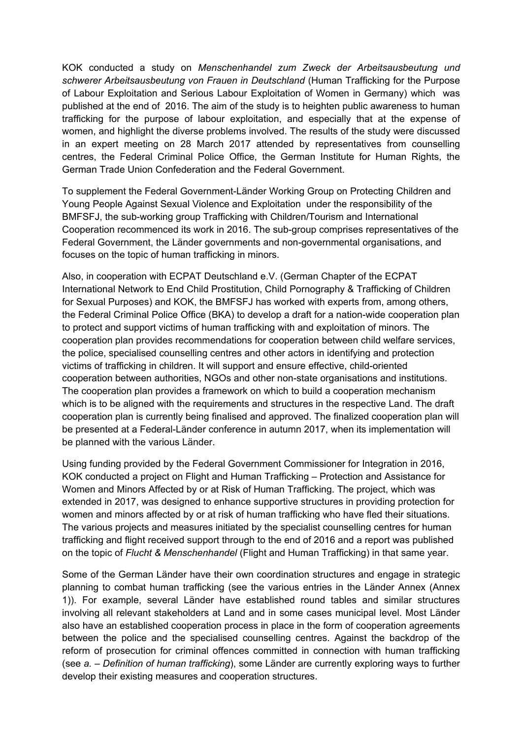KOK conducted a study on *Menschenhandel zum Zweck der Arbeitsausbeutung und schwerer Arbeitsausbeutung von Frauen in Deutschland* (Human Trafficking for the Purpose of Labour Exploitation and Serious Labour Exploitation of Women in Germany) which was published at the end of 2016. The aim of the study is to heighten public awareness to human trafficking for the purpose of labour exploitation, and especially that at the expense of women, and highlight the diverse problems involved. The results of the study were discussed in an expert meeting on 28 March 2017 attended by representatives from counselling centres, the Federal Criminal Police Office, the German Institute for Human Rights, the German Trade Union Confederation and the Federal Government.

To supplement the Federal Government-Länder Working Group on Protecting Children and Young People Against Sexual Violence and Exploitation under the responsibility of the BMFSFJ, the sub-working group Trafficking with Children/Tourism and International Cooperation recommenced its work in 2016. The sub-group comprises representatives of the Federal Government, the Länder governments and non-governmental organisations, and focuses on the topic of human trafficking in minors.

Also, in cooperation with ECPAT Deutschland e.V. (German Chapter of the ECPAT International Network to End Child Prostitution, Child Pornography & Trafficking of Children for Sexual Purposes) and KOK, the BMFSFJ has worked with experts from, among others, the Federal Criminal Police Office (BKA) to develop a draft for a nation-wide cooperation plan to protect and support victims of human trafficking with and exploitation of minors. The cooperation plan provides recommendations for cooperation between child welfare services, the police, specialised counselling centres and other actors in identifying and protection victims of trafficking in children. It will support and ensure effective, child-oriented cooperation between authorities, NGOs and other non-state organisations and institutions. The cooperation plan provides a framework on which to build a cooperation mechanism which is to be aligned with the requirements and structures in the respective Land. The draft cooperation plan is currently being finalised and approved. The finalized cooperation plan will be presented at a Federal-Länder conference in autumn 2017, when its implementation will be planned with the various Länder.

Using funding provided by the Federal Government Commissioner for Integration in 2016, KOK conducted a project on Flight and Human Trafficking – Protection and Assistance for Women and Minors Affected by or at Risk of Human Trafficking. The project, which was extended in 2017, was designed to enhance supportive structures in providing protection for women and minors affected by or at risk of human trafficking who have fled their situations. The various projects and measures initiated by the specialist counselling centres for human trafficking and flight received support through to the end of 2016 and a report was published on the topic of *Flucht & Menschenhandel* (Flight and Human Trafficking) in that same year.

Some of the German Länder have their own coordination structures and engage in strategic planning to combat human trafficking (see the various entries in the Länder Annex (Annex 1)). For example, several Länder have established round tables and similar structures involving all relevant stakeholders at Land and in some cases municipal level. Most Länder also have an established cooperation process in place in the form of cooperation agreements between the police and the specialised counselling centres. Against the backdrop of the reform of prosecution for criminal offences committed in connection with human trafficking (see *a. – Definition of human trafficking*), some Länder are currently exploring ways to further develop their existing measures and cooperation structures.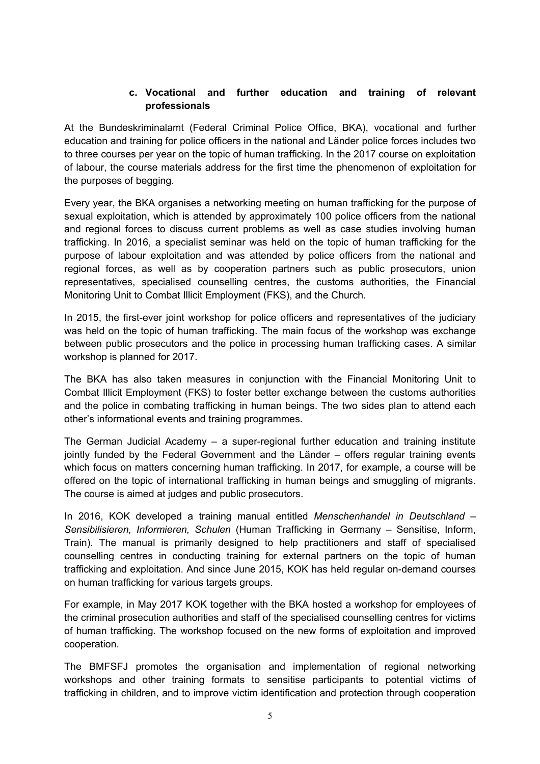### c. Vocational and further education and training of relevant professionals

At the Bundeskriminalamt (Federal Criminal Police Office, BKA), vocational and further education and training for police officers in the national and Länder police forces includes two to three courses per year on the topic of human trafficking. In the 2017 course on exploitation of labour, the course materials address for the first time the phenomenon of exploitation for the purposes of begging.

Every year, the BKA organises a networking meeting on human trafficking for the purpose of sexual exploitation, which is attended by approximately 100 police officers from the national and regional forces to discuss current problems as well as case studies involving human trafficking. In 2016, a specialist seminar was held on the topic of human trafficking for the purpose of labour exploitation and was attended by police officers from the national and regional forces, as well as by cooperation partners such as public prosecutors, union representatives, specialised counselling centres, the customs authorities, the Financial Monitoring Unit to Combat Illicit Employment (FKS), and the Church.

In 2015, the first-ever joint workshop for police officers and representatives of the judiciary was held on the topic of human trafficking. The main focus of the workshop was exchange between public prosecutors and the police in processing human trafficking cases. A similar workshop is planned for 2017.

The BKA has also taken measures in conjunction with the Financial Monitoring Unit to Combat Illicit Employment (FKS) to foster better exchange between the customs authorities and the police in combating trafficking in human beings. The two sides plan to attend each other's informational events and training programmes.

The German Judicial Academy – a super-regional further education and training institute jointly funded by the Federal Government and the Länder – offers regular training events which focus on matters concerning human trafficking. In 2017, for example, a course will be offered on the topic of international trafficking in human beings and smuggling of migrants. The course is aimed at judges and public prosecutors.

In 2016, KOK developed a training manual entitled *Menschenhandel in Deutschland – Sensibilisieren, Informieren, Schulen* (Human Trafficking in Germany – Sensitise, Inform, Train). The manual is primarily designed to help practitioners and staff of specialised counselling centres in conducting training for external partners on the topic of human trafficking and exploitation. And since June 2015, KOK has held regular on-demand courses on human trafficking for various targets groups.

For example, in May 2017 KOK together with the BKA hosted a workshop for employees of the criminal prosecution authorities and staff of the specialised counselling centres for victims of human trafficking. The workshop focused on the new forms of exploitation and improved cooperation.

The BMFSFJ promotes the organisation and implementation of regional networking workshops and other training formats to sensitise participants to potential victims of trafficking in children, and to improve victim identification and protection through cooperation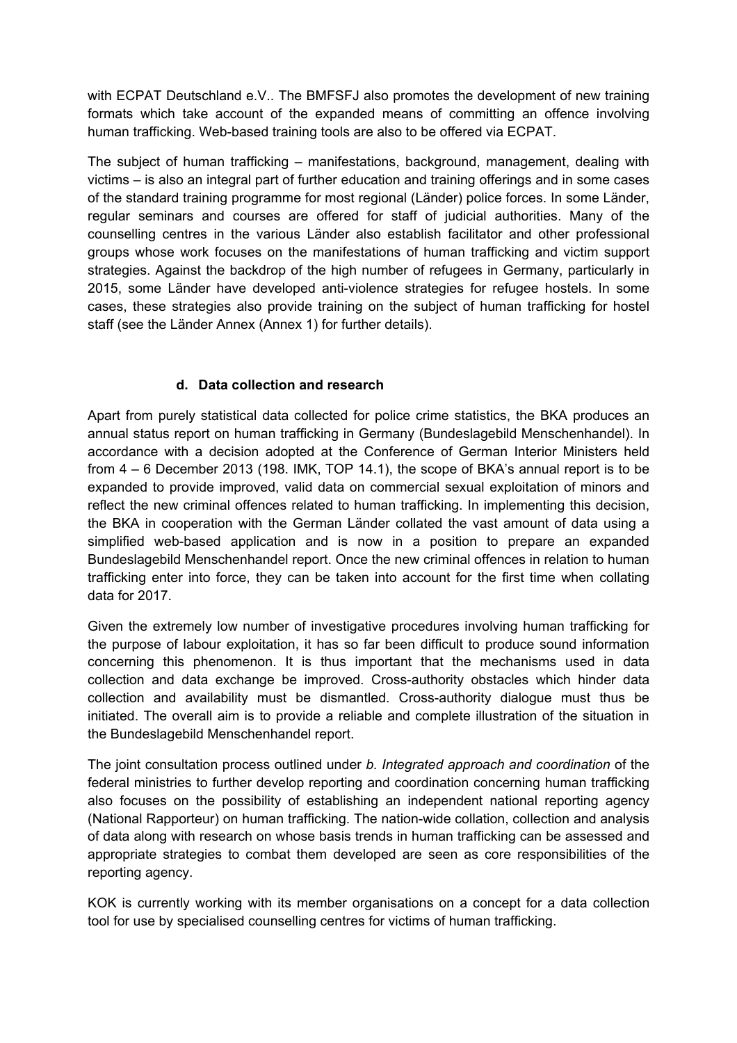with ECPAT Deutschland e.V.. The BMFSFJ also promotes the development of new training formats which take account of the expanded means of committing an offence involving human trafficking. Web-based training tools are also to be offered via ECPAT.

The subject of human trafficking – manifestations, background, management, dealing with victims – is also an integral part of further education and training offerings and in some cases of the standard training programme for most regional (Länder) police forces. In some Länder, regular seminars and courses are offered for staff of judicial authorities. Many of the counselling centres in the various Länder also establish facilitator and other professional groups whose work focuses on the manifestations of human trafficking and victim support strategies. Against the backdrop of the high number of refugees in Germany, particularly in 2015, some Länder have developed anti-violence strategies for refugee hostels. In some cases, these strategies also provide training on the subject of human trafficking for hostel staff (see the Länder Annex (Annex 1) for further details).

#### d. Data collection and research

Apart from purely statistical data collected for police crime statistics, the BKA produces an annual status report on human trafficking in Germany (Bundeslagebild Menschenhandel). In accordance with a decision adopted at the Conference of German Interior Ministers held from 4 – 6 December 2013 (198. IMK, TOP 14.1), the scope of BKA's annual report is to be expanded to provide improved, valid data on commercial sexual exploitation of minors and reflect the new criminal offences related to human trafficking. In implementing this decision, the BKA in cooperation with the German Länder collated the vast amount of data using a simplified web-based application and is now in a position to prepare an expanded Bundeslagebild Menschenhandel report. Once the new criminal offences in relation to human trafficking enter into force, they can be taken into account for the first time when collating data for 2017.

Given the extremely low number of investigative procedures involving human trafficking for the purpose of labour exploitation, it has so far been difficult to produce sound information concerning this phenomenon. It is thus important that the mechanisms used in data collection and data exchange be improved. Cross-authority obstacles which hinder data collection and availability must be dismantled. Cross-authority dialogue must thus be initiated. The overall aim is to provide a reliable and complete illustration of the situation in the Bundeslagebild Menschenhandel report.

The joint consultation process outlined under *b. Integrated approach and coordination* of the federal ministries to further develop reporting and coordination concerning human trafficking also focuses on the possibility of establishing an independent national reporting agency (National Rapporteur) on human trafficking. The nation-wide collation, collection and analysis of data along with research on whose basis trends in human trafficking can be assessed and appropriate strategies to combat them developed are seen as core responsibilities of the reporting agency.

KOK is currently working with its member organisations on a concept for a data collection tool for use by specialised counselling centres for victims of human trafficking.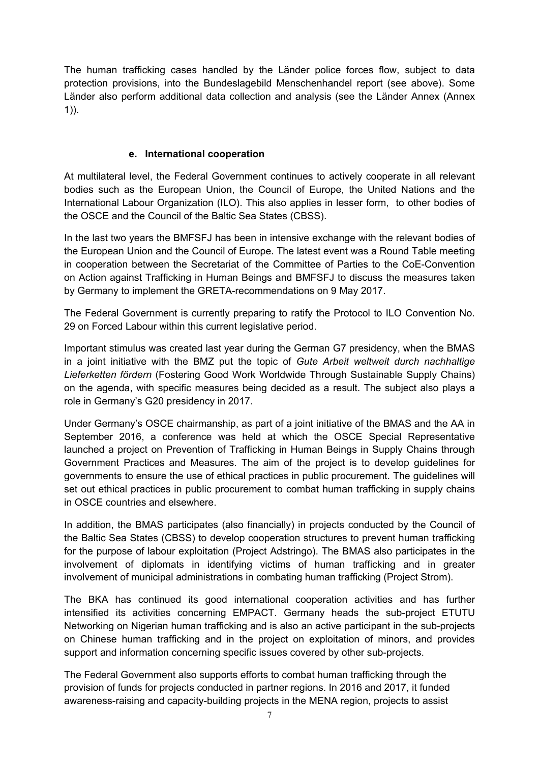The human trafficking cases handled by the Länder police forces flow, subject to data protection provisions, into the Bundeslagebild Menschenhandel report (see above). Some Länder also perform additional data collection and analysis (see the Länder Annex (Annex 1)).

### e. International cooperation

At multilateral level, the Federal Government continues to actively cooperate in all relevant bodies such as the European Union, the Council of Europe, the United Nations and the International Labour Organization (ILO). This also applies in lesser form, to other bodies of the OSCE and the Council of the Baltic Sea States (CBSS).

In the last two years the BMFSFJ has been in intensive exchange with the relevant bodies of the European Union and the Council of Europe. The latest event was a Round Table meeting in cooperation between the Secretariat of the Committee of Parties to the CoE-Convention on Action against Trafficking in Human Beings and BMFSFJ to discuss the measures taken by Germany to implement the GRETA-recommendations on 9 May 2017.

The Federal Government is currently preparing to ratify the Protocol to ILO Convention No. 29 on Forced Labour within this current legislative period.

Important stimulus was created last year during the German G7 presidency, when the BMAS in a joint initiative with the BMZ put the topic of *Gute Arbeit weltweit durch nachhaltige Lieferketten fördern* (Fostering Good Work Worldwide Through Sustainable Supply Chains) on the agenda, with specific measures being decided as a result. The subject also plays a role in Germany's G20 presidency in 2017.

Under Germany's OSCE chairmanship, as part of a joint initiative of the BMAS and the AA in September 2016, a conference was held at which the OSCE Special Representative launched a project on Prevention of Trafficking in Human Beings in Supply Chains through Government Practices and Measures. The aim of the project is to develop guidelines for governments to ensure the use of ethical practices in public procurement. The guidelines will set out ethical practices in public procurement to combat human trafficking in supply chains in OSCE countries and elsewhere.

In addition, the BMAS participates (also financially) in projects conducted by the Council of the Baltic Sea States (CBSS) to develop cooperation structures to prevent human trafficking for the purpose of labour exploitation (Project Adstringo). The BMAS also participates in the involvement of diplomats in identifying victims of human trafficking and in greater involvement of municipal administrations in combating human trafficking (Project Strom).

The BKA has continued its good international cooperation activities and has further intensified its activities concerning EMPACT. Germany heads the sub-project ETUTU Networking on Nigerian human trafficking and is also an active participant in the sub-projects on Chinese human trafficking and in the project on exploitation of minors, and provides support and information concerning specific issues covered by other sub-projects.

The Federal Government also supports efforts to combat human trafficking through the provision of funds for projects conducted in partner regions. In 2016 and 2017, it funded awareness-raising and capacity-building projects in the MENA region, projects to assist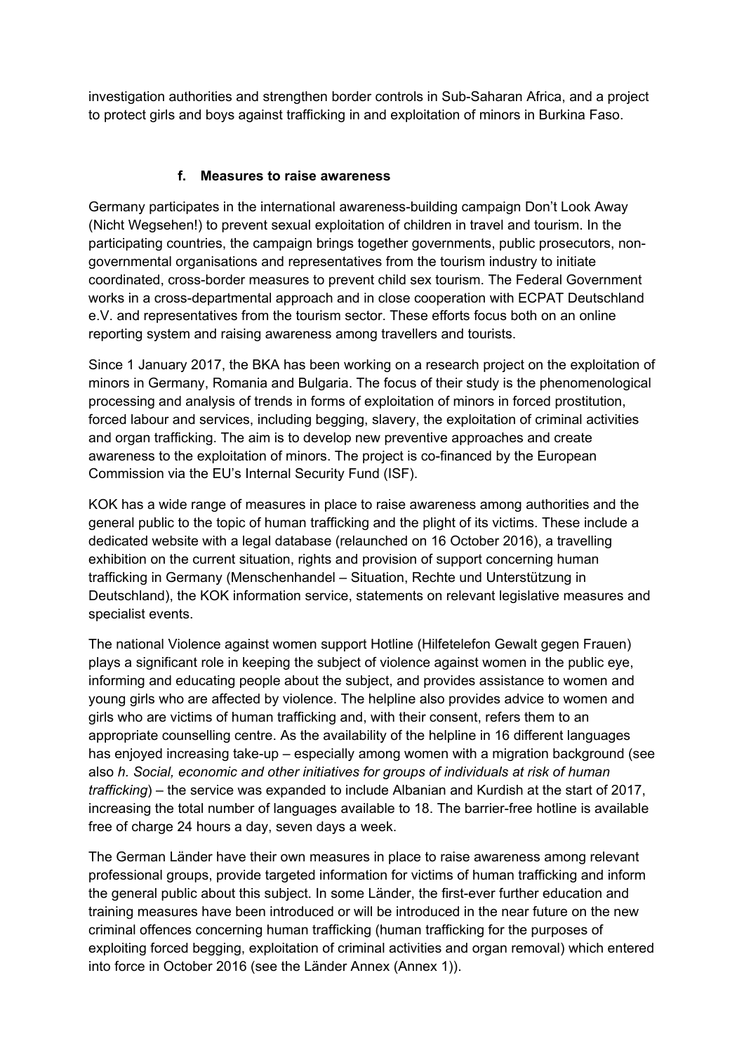investigation authorities and strengthen border controls in Sub-Saharan Africa, and a project to protect girls and boys against trafficking in and exploitation of minors in Burkina Faso.

#### f. Measures to raise awareness

Germany participates in the international awareness-building campaign Don't Look Away (Nicht Wegsehen!) to prevent sexual exploitation of children in travel and tourism. In the participating countries, the campaign brings together governments, public prosecutors, non-governmental organisations and representatives from the tourism industry to initiate coordinated, cross-border measures to prevent child sex tourism. The Federal Government works in a cross-departmental approach and in close cooperation with ECPAT Deutschland e.V. and representatives from the tourism sector. These efforts focus both on an online reporting system and raising awareness among travellers and tourists.

Since 1 January 2017, the BKA has been working on a research project on the exploitation of minors in Germany, Romania and Bulgaria. The focus of their study is the phenomenological processing and analysis of trends in forms of exploitation of minors in forced prostitution, forced labour and services, including begging, slavery, the exploitation of criminal activities and organ trafficking. The aim is to develop new preventive approaches and create awareness to the exploitation of minors. The project is co-financed by the European Commission via the EU's Internal Security Fund (ISF).

KOK has a wide range of measures in place to raise awareness among authorities and the general public to the topic of human trafficking and the plight of its victims. These include a dedicated website with a legal database (relaunched on 16 October 2016), a travelling exhibition on the current situation, rights and provision of support concerning human trafficking in Germany (Menschenhandel – Situation, Rechte und Unterstützung in Deutschland), the KOK information service, statements on relevant legislative measures and specialist events.

The national Violence against women support Hotline (Hilfetelefon Gewalt gegen Frauen) plays a significant role in keeping the subject of violence against women in the public eye, informing and educating people about the subject, and provides assistance to women and young girls who are affected by violence. The helpline also provides advice to women and girls who are victims of human trafficking and, with their consent, refers them to an appropriate counselling centre. As the availability of the helpline in 16 different languages has enjoyed increasing take-up – especially among women with a migration background (see also *h. Social, economic and other initiatives for groups of individuals at risk of human trafficking*) – the service was expanded to include Albanian and Kurdish at the start of 2017, increasing the total number of languages available to 18. The barrier-free hotline is available free of charge 24 hours a day, seven days a week.

The German Länder have their own measures in place to raise awareness among relevant professional groups, provide targeted information for victims of human trafficking and inform the general public about this subject. In some Länder, the first-ever further education and training measures have been introduced or will be introduced in the near future on the new criminal offences concerning human trafficking (human trafficking for the purposes of exploiting forced begging, exploitation of criminal activities and organ removal) which entered into force in October 2016 (see the Länder Annex (Annex 1)).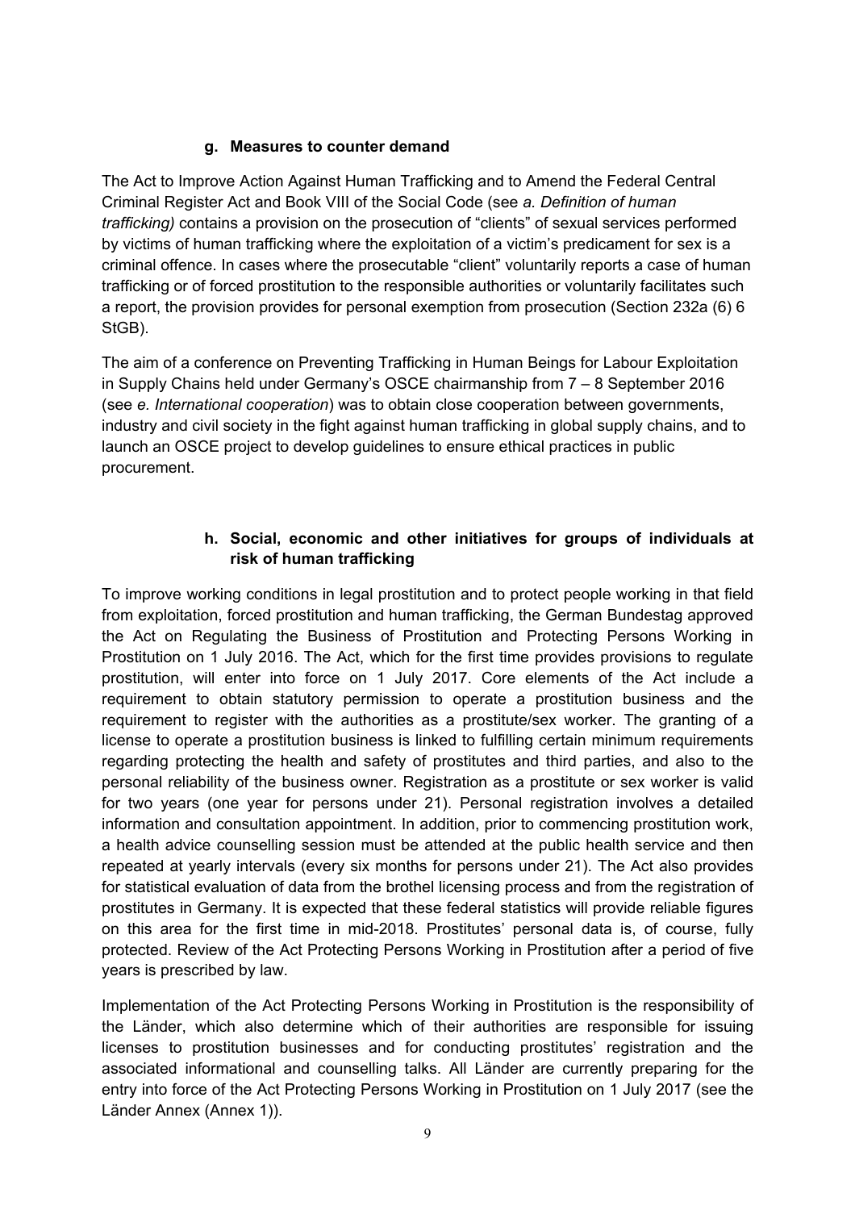#### g. Measures to counter demand

The Act to Improve Action Against Human Trafficking and to Amend the Federal Central Criminal Register Act and Book VIII of the Social Code (see *a. Definition of human trafficking)* contains a provision on the prosecution of "clients" of sexual services performed by victims of human trafficking where the exploitation of a victim's predicament for sex is a criminal offence. In cases where the prosecutable "client" voluntarily reports a case of human trafficking or of forced prostitution to the responsible authorities or voluntarily facilitates such a report, the provision provides for personal exemption from prosecution (Section 232a (6) 6 StGB).

The aim of a conference on Preventing Trafficking in Human Beings for Labour Exploitation in Supply Chains held under Germany's OSCE chairmanship from 7 – 8 September 2016 (see *e. International cooperation*) was to obtain close cooperation between governments, industry and civil society in the fight against human trafficking in global supply chains, and to launch an OSCE project to develop guidelines to ensure ethical practices in public procurement.

#### h. Social, economic and other initiatives for groups of individuals at risk of human trafficking

To improve working conditions in legal prostitution and to protect people working in that field from exploitation, forced prostitution and human trafficking, the German Bundestag approved the Act on Regulating the Business of Prostitution and Protecting Persons Working in Prostitution on 1 July 2016. The Act, which for the first time provides provisions to regulate prostitution, will enter into force on 1 July 2017. Core elements of the Act include a requirement to obtain statutory permission to operate a prostitution business and the requirement to register with the authorities as a prostitute/sex worker. The granting of a license to operate a prostitution business is linked to fulfilling certain minimum requirements regarding protecting the health and safety of prostitutes and third parties, and also to the personal reliability of the business owner. Registration as a prostitute or sex worker is valid for two years (one year for persons under 21). Personal registration involves a detailed information and consultation appointment. In addition, prior to commencing prostitution work, a health advice counselling session must be attended at the public health service and then repeated at yearly intervals (every six months for persons under 21). The Act also provides for statistical evaluation of data from the brothel licensing process and from the registration of prostitutes in Germany. It is expected that these federal statistics will provide reliable figures on this area for the first time in mid-2018. Prostitutes' personal data is, of course, fully protected. Review of the Act Protecting Persons Working in Prostitution after a period of five years is prescribed by law.

Implementation of the Act Protecting Persons Working in Prostitution is the responsibility of the Länder, which also determine which of their authorities are responsible for issuing licenses to prostitution businesses and for conducting prostitutes' registration and the associated informational and counselling talks. All Länder are currently preparing for the entry into force of the Act Protecting Persons Working in Prostitution on 1 July 2017 (see the Länder Annex (Annex 1)).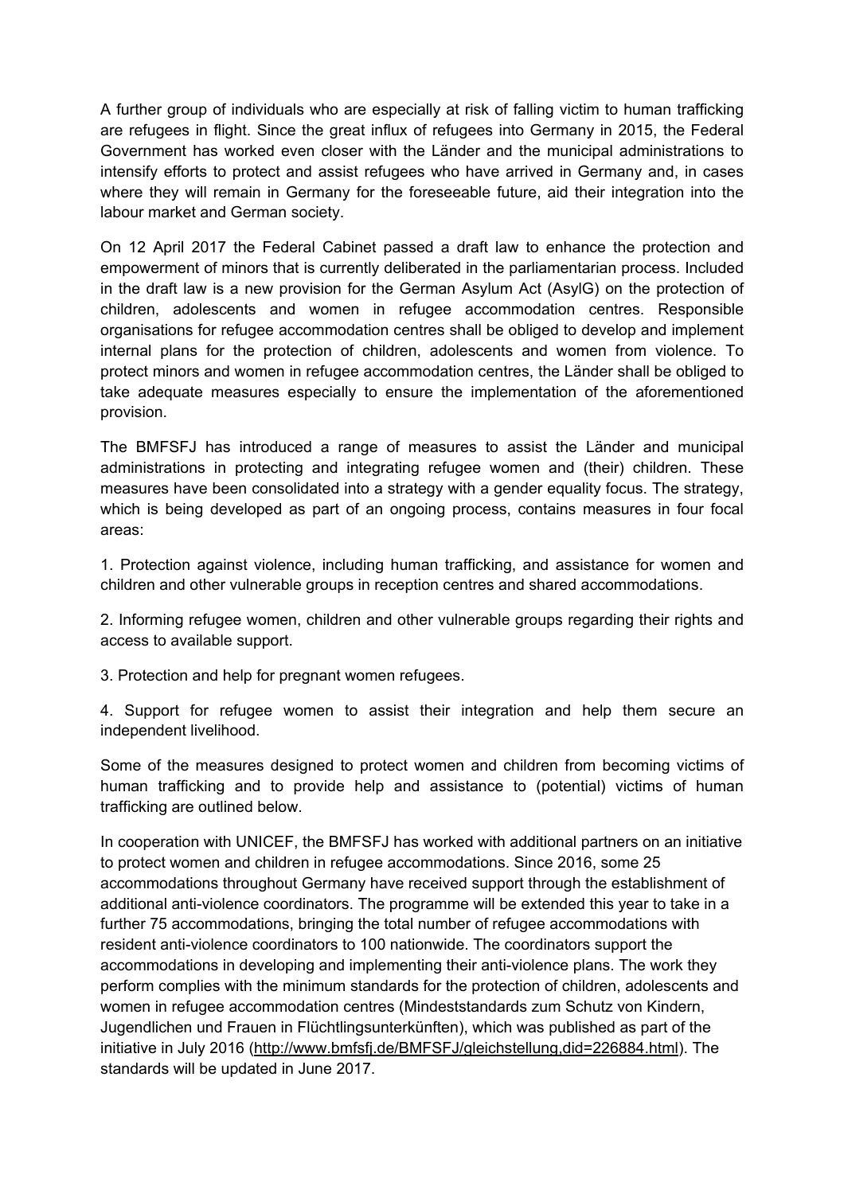A further group of individuals who are especially at risk of falling victim to human trafficking are refugees in flight. Since the great influx of refugees into Germany in 2015, the Federal Government has worked even closer with the Länder and the municipal administrations to intensify efforts to protect and assist refugees who have arrived in Germany and, in cases where they will remain in Germany for the foreseeable future, aid their integration into the labour market and German society.

On 12 April 2017 the Federal Cabinet passed a draft law to enhance the protection and empowerment of minors that is currently deliberated in the parliamentarian process. Included in the draft law is a new provision for the German Asylum Act (AsylG) on the protection of children, adolescents and women in refugee accommodation centres. Responsible organisations for refugee accommodation centres shall be obliged to develop and implement internal plans for the protection of children, adolescents and women from violence. To protect minors and women in refugee accommodation centres, the Länder shall be obliged to take adequate measures especially to ensure the implementation of the aforementioned provision.

The BMFSFJ has introduced a range of measures to assist the Länder and municipal administrations in protecting and integrating refugee women and (their) children. These measures have been consolidated into a strategy with a gender equality focus. The strategy, which is being developed as part of an ongoing process, contains measures in four focal areas:

1. Protection against violence, including human trafficking, and assistance for women and children and other vulnerable groups in reception centres and shared accommodations.

2. Informing refugee women, children and other vulnerable groups regarding their rights and access to available support.

3. Protection and help for pregnant women refugees.

4. Support for refugee women to assist their integration and help them secure an independent livelihood.

Some of the measures designed to protect women and children from becoming victims of human trafficking and to provide help and assistance to (potential) victims of human trafficking are outlined below.

In cooperation with UNICEF, the BMFSFJ has worked with additional partners on an initiative to protect women and children in refugee accommodations. Since 2016, some 25 accommodations throughout Germany have received support through the establishment of additional anti-violence coordinators. The programme will be extended this year to take in a further 75 accommodations, bringing the total number of refugee accommodations with resident anti-violence coordinators to 100 nationwide. The coordinators support the accommodations in developing and implementing their anti-violence plans. The work they perform complies with the minimum standards for the protection of children, adolescents and women in refugee accommodation centres (Mindeststandards zum Schutz von Kindern, Jugendlichen und Frauen in Flüchtlingsunterkünften), which was published as part of the initiative in July 2016 (http://www.bmfsfj.de/BMFSFJ/gleichstellung,did=226884.html). The standards will be updated in June 2017.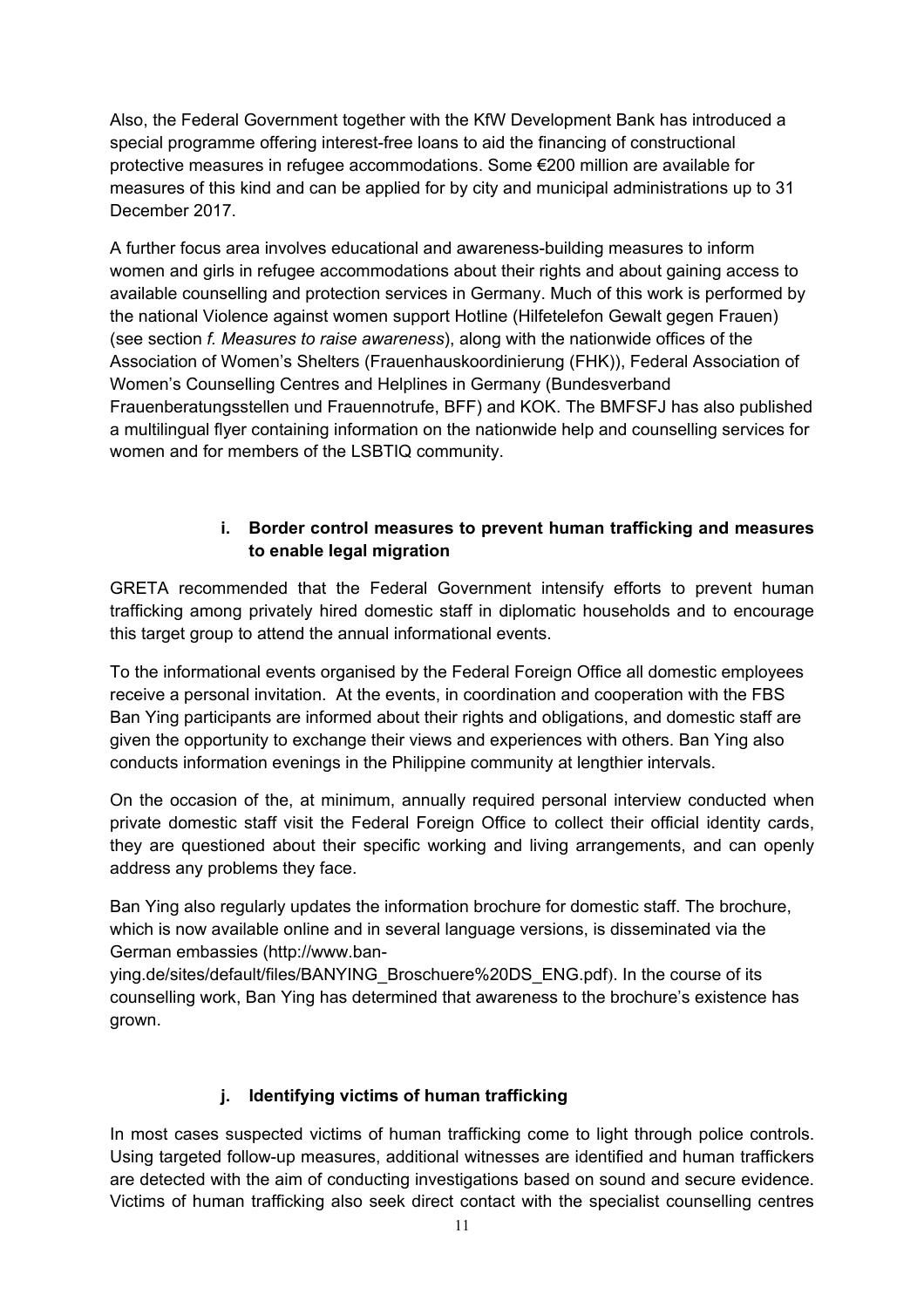Also, the Federal Government together with the KfW Development Bank has introduced a special programme offering interest-free loans to aid the financing of constructional protective measures in refugee accommodations. Some €200 million are available for measures of this kind and can be applied for by city and municipal administrations up to 31 December 2017.

A further focus area involves educational and awareness-building measures to inform women and girls in refugee accommodations about their rights and about gaining access to available counselling and protection services in Germany. Much of this work is performed by the national Violence against women support Hotline (Hilfetelefon Gewalt gegen Frauen) (see section *f. Measures to raise awareness*), along with the nationwide offices of the Association of Women's Shelters (Frauenhauskoordinierung (FHK)), Federal Association of Women's Counselling Centres and Helplines in Germany (Bundesverband Frauenberatungsstellen und Frauennotrufe, BFF) and KOK. The BMFSFJ has also published a multilingual flyer containing information on the nationwide help and counselling services for women and for members of the LSBTIQ community.

### i. Border control measures to prevent human trafficking and measures to enable legal migration

GRETA recommended that the Federal Government intensify efforts to prevent human trafficking among privately hired domestic staff in diplomatic households and to encourage this target group to attend the annual informational events.

To the informational events organised by the Federal Foreign Office all domestic employees receive a personal invitation. At the events, in coordination and cooperation with the FBS Ban Ying participants are informed about their rights and obligations, and domestic staff are given the opportunity to exchange their views and experiences with others. Ban Ying also conducts information evenings in the Philippine community at lengthier intervals.

On the occasion of the, at minimum, annually required personal interview conducted when private domestic staff visit the Federal Foreign Office to collect their official identity cards, they are questioned about their specific working and living arrangements, and can openly address any problems they face.

Ban Ying also regularly updates the information brochure for domestic staff. The brochure, which is now available online and in several language versions, is disseminated via the German embassies (http://www.ban-ying.de/sites/default/files/BANYING_Broschuere%20DS_ENG.pdf). In the course of its counselling work, Ban Ying has determined that awareness to the brochure's existence has grown.

### j. Identifying victims of human trafficking

In most cases suspected victims of human trafficking come to light through police controls. Using targeted follow-up measures, additional witnesses are identified and human traffickers are detected with the aim of conducting investigations based on sound and secure evidence. Victims of human trafficking also seek direct contact with the specialist counselling centres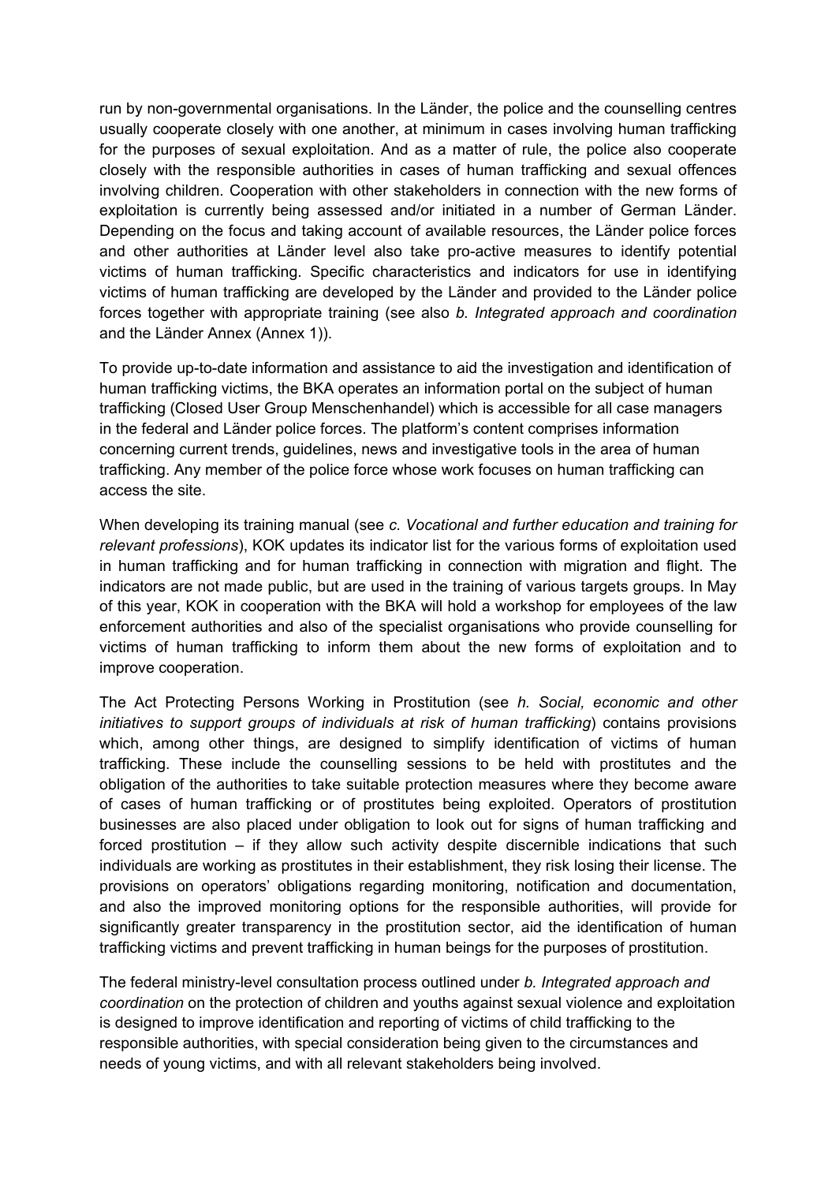run by non-governmental organisations. In the Länder, the police and the counselling centres usually cooperate closely with one another, at minimum in cases involving human trafficking for the purposes of sexual exploitation. And as a matter of rule, the police also cooperate closely with the responsible authorities in cases of human trafficking and sexual offences involving children. Cooperation with other stakeholders in connection with the new forms of exploitation is currently being assessed and/or initiated in a number of German Länder. Depending on the focus and taking account of available resources, the Länder police forces and other authorities at Länder level also take pro-active measures to identify potential victims of human trafficking. Specific characteristics and indicators for use in identifying victims of human trafficking are developed by the Länder and provided to the Länder police forces together with appropriate training (see also *b. Integrated approach and coordination* and the Länder Annex (Annex 1)).

To provide up-to-date information and assistance to aid the investigation and identification of human trafficking victims, the BKA operates an information portal on the subject of human trafficking (Closed User Group Menschenhandel) which is accessible for all case managers in the federal and Länder police forces. The platform's content comprises information concerning current trends, guidelines, news and investigative tools in the area of human trafficking. Any member of the police force whose work focuses on human trafficking can access the site.

When developing its training manual (see *c. Vocational and further education and training for relevant professions*), KOK updates its indicator list for the various forms of exploitation used in human trafficking and for human trafficking in connection with migration and flight. The indicators are not made public, but are used in the training of various targets groups. In May of this year, KOK in cooperation with the BKA will hold a workshop for employees of the law enforcement authorities and also of the specialist organisations who provide counselling for victims of human trafficking to inform them about the new forms of exploitation and to improve cooperation.

The Act Protecting Persons Working in Prostitution (see *h. Social, economic and other initiatives to support groups of individuals at risk of human trafficking*) contains provisions which, among other things, are designed to simplify identification of victims of human trafficking. These include the counselling sessions to be held with prostitutes and the obligation of the authorities to take suitable protection measures where they become aware of cases of human trafficking or of prostitutes being exploited. Operators of prostitution businesses are also placed under obligation to look out for signs of human trafficking and forced prostitution – if they allow such activity despite discernible indications that such individuals are working as prostitutes in their establishment, they risk losing their license. The provisions on operators' obligations regarding monitoring, notification and documentation, and also the improved monitoring options for the responsible authorities, will provide for significantly greater transparency in the prostitution sector, aid the identification of human trafficking victims and prevent trafficking in human beings for the purposes of prostitution.

The federal ministry-level consultation process outlined under *b. Integrated approach and coordination* on the protection of children and youths against sexual violence and exploitation is designed to improve identification and reporting of victims of child trafficking to the responsible authorities, with special consideration being given to the circumstances and needs of young victims, and with all relevant stakeholders being involved.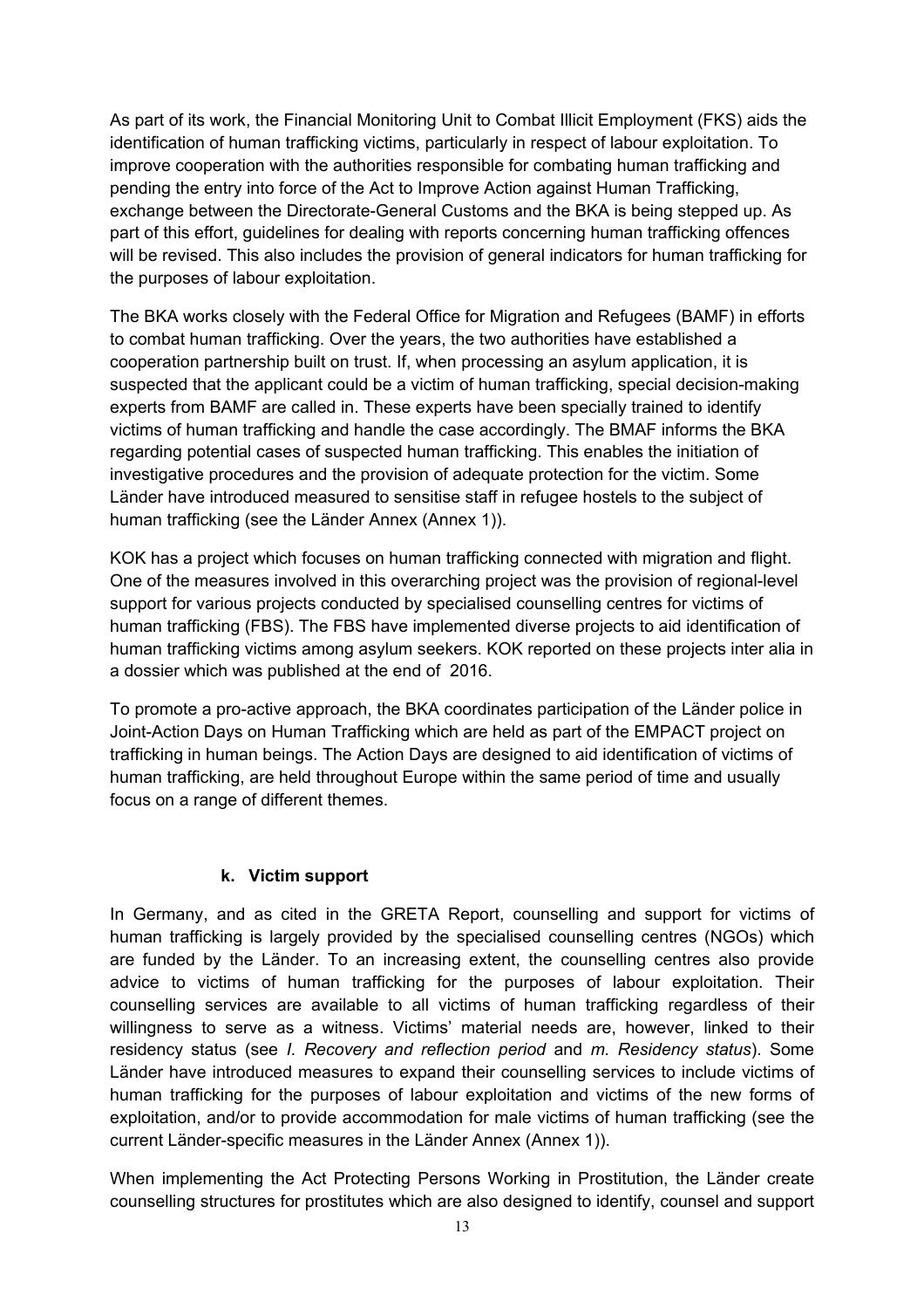As part of its work, the Financial Monitoring Unit to Combat Illicit Employment (FKS) aids the identification of human trafficking victims, particularly in respect of labour exploitation. To improve cooperation with the authorities responsible for combating human trafficking and pending the entry into force of the Act to Improve Action against Human Trafficking, exchange between the Directorate-General Customs and the BKA is being stepped up. As part of this effort, guidelines for dealing with reports concerning human trafficking offences will be revised. This also includes the provision of general indicators for human trafficking for the purposes of labour exploitation.

The BKA works closely with the Federal Office for Migration and Refugees (BAMF) in efforts to combat human trafficking. Over the years, the two authorities have established a cooperation partnership built on trust. If, when processing an asylum application, it is suspected that the applicant could be a victim of human trafficking, special decision-making experts from BAMF are called in. These experts have been specially trained to identify victims of human trafficking and handle the case accordingly. The BMAF informs the BKA regarding potential cases of suspected human trafficking. This enables the initiation of investigative procedures and the provision of adequate protection for the victim. Some Länder have introduced measured to sensitise staff in refugee hostels to the subject of human trafficking (see the Länder Annex (Annex 1)).

KOK has a project which focuses on human trafficking connected with migration and flight. One of the measures involved in this overarching project was the provision of regional-level support for various projects conducted by specialised counselling centres for victims of human trafficking (FBS). The FBS have implemented diverse projects to aid identification of human trafficking victims among asylum seekers. KOK reported on these projects inter alia in a dossier which was published at the end of 2016.

To promote a pro-active approach, the BKA coordinates participation of the Länder police in Joint-Action Days on Human Trafficking which are held as part of the EMPACT project on trafficking in human beings. The Action Days are designed to aid identification of victims of human trafficking, are held throughout Europe within the same period of time and usually focus on a range of different themes.

### k. Victim support

In Germany, and as cited in the GRETA Report, counselling and support for victims of human trafficking is largely provided by the specialised counselling centres (NGOs) which are funded by the Länder. To an increasing extent, the counselling centres also provide advice to victims of human trafficking for the purposes of labour exploitation. Their counselling services are available to all victims of human trafficking regardless of their willingness to serve as a witness. Victims' material needs are, however, linked to their residency status (see *l. Recovery and reflection period* and *m. Residency status*). Some Länder have introduced measures to expand their counselling services to include victims of human trafficking for the purposes of labour exploitation and victims of the new forms of exploitation, and/or to provide accommodation for male victims of human trafficking (see the current Länder-specific measures in the Länder Annex (Annex 1)).

When implementing the Act Protecting Persons Working in Prostitution, the Länder create counselling structures for prostitutes which are also designed to identify, counsel and support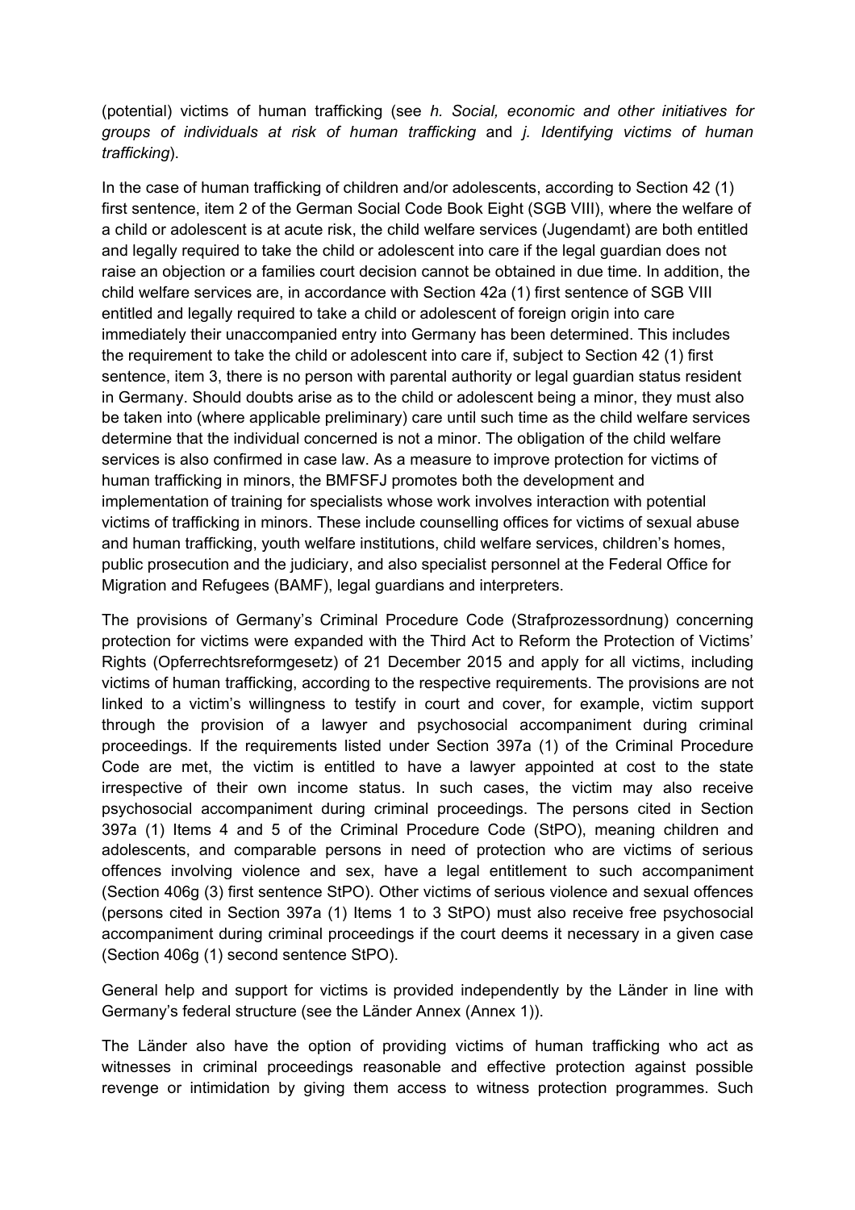(potential) victims of human trafficking (see *h. Social, economic and other initiatives for groups of individuals at risk of human trafficking* and *j. Identifying victims of human trafficking*).

In the case of human trafficking of children and/or adolescents, according to Section 42 (1) first sentence, item 2 of the German Social Code Book Eight (SGB VIII), where the welfare of a child or adolescent is at acute risk, the child welfare services (Jugendamt) are both entitled and legally required to take the child or adolescent into care if the legal guardian does not raise an objection or a families court decision cannot be obtained in due time. In addition, the child welfare services are, in accordance with Section 42a (1) first sentence of SGB VIII entitled and legally required to take a child or adolescent of foreign origin into care immediately their unaccompanied entry into Germany has been determined. This includes the requirement to take the child or adolescent into care if, subject to Section 42 (1) first sentence, item 3, there is no person with parental authority or legal guardian status resident in Germany. Should doubts arise as to the child or adolescent being a minor, they must also be taken into (where applicable preliminary) care until such time as the child welfare services determine that the individual concerned is not a minor. The obligation of the child welfare services is also confirmed in case law. As a measure to improve protection for victims of human trafficking in minors, the BMFSFJ promotes both the development and implementation of training for specialists whose work involves interaction with potential victims of trafficking in minors. These include counselling offices for victims of sexual abuse and human trafficking, youth welfare institutions, child welfare services, children's homes, public prosecution and the judiciary, and also specialist personnel at the Federal Office for Migration and Refugees (BAMF), legal guardians and interpreters.

The provisions of Germany's Criminal Procedure Code (Strafprozessordnung) concerning protection for victims were expanded with the Third Act to Reform the Protection of Victims' Rights (Opferrechtsreformgesetz) of 21 December 2015 and apply for all victims, including victims of human trafficking, according to the respective requirements. The provisions are not linked to a victim's willingness to testify in court and cover, for example, victim support through the provision of a lawyer and psychosocial accompaniment during criminal proceedings. If the requirements listed under Section 397a (1) of the Criminal Procedure Code are met, the victim is entitled to have a lawyer appointed at cost to the state irrespective of their own income status. In such cases, the victim may also receive psychosocial accompaniment during criminal proceedings. The persons cited in Section 397a (1) Items 4 and 5 of the Criminal Procedure Code (StPO), meaning children and adolescents, and comparable persons in need of protection who are victims of serious offences involving violence and sex, have a legal entitlement to such accompaniment (Section 406g (3) first sentence StPO). Other victims of serious violence and sexual offences (persons cited in Section 397a (1) Items 1 to 3 StPO) must also receive free psychosocial accompaniment during criminal proceedings if the court deems it necessary in a given case (Section 406g (1) second sentence StPO).

General help and support for victims is provided independently by the Länder in line with Germany's federal structure (see the Länder Annex (Annex 1)).

The Länder also have the option of providing victims of human trafficking who act as witnesses in criminal proceedings reasonable and effective protection against possible revenge or intimidation by giving them access to witness protection programmes. Such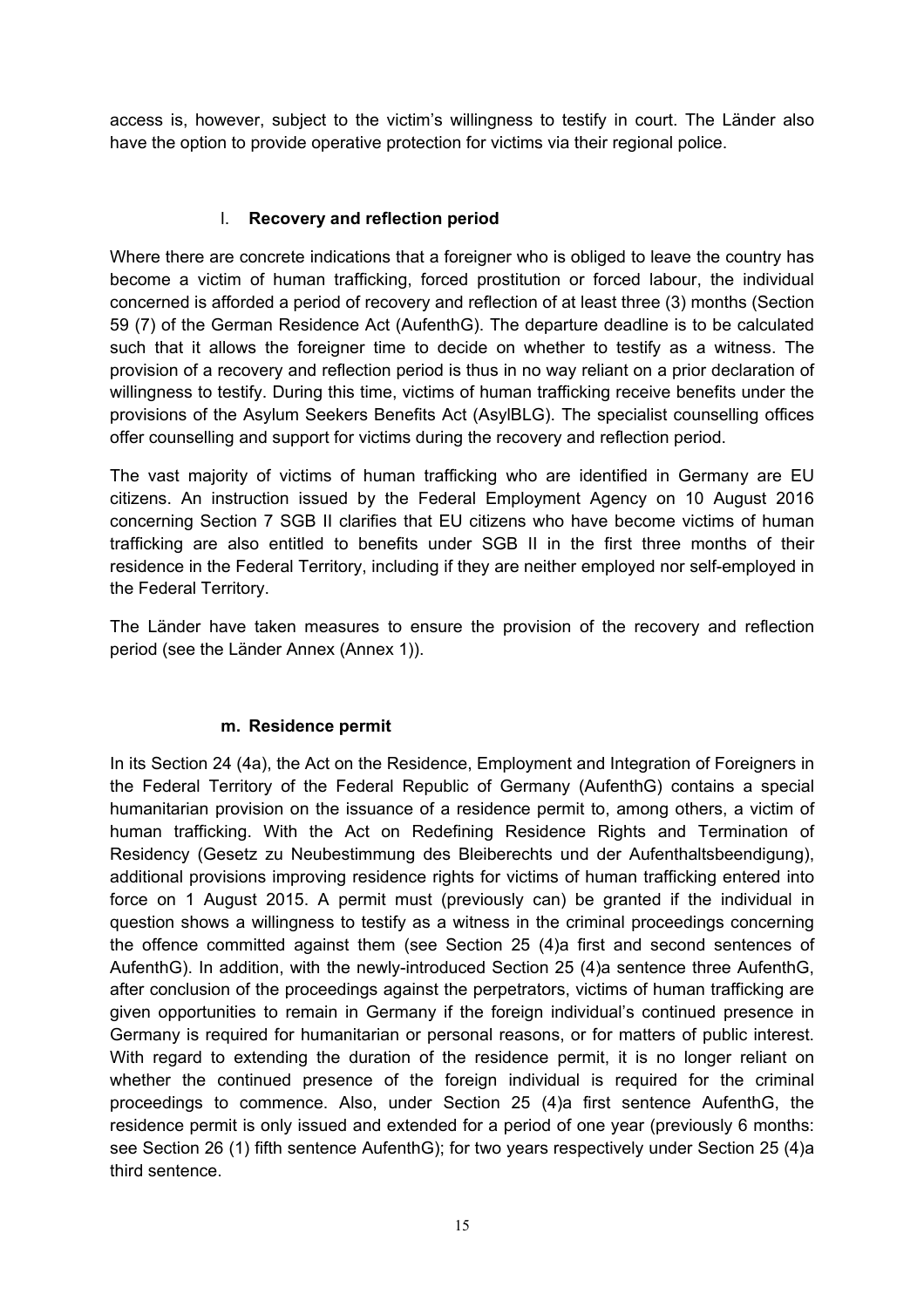access is, however, subject to the victim's willingness to testify in court. The Länder also have the option to provide operative protection for victims via their regional police.

### l. **Recovery and reflection period**

Where there are concrete indications that a foreigner who is obliged to leave the country has become a victim of human trafficking, forced prostitution or forced labour, the individual concerned is afforded a period of recovery and reflection of at least three (3) months (Section 59 (7) of the German Residence Act (AufenthG). The departure deadline is to be calculated such that it allows the foreigner time to decide on whether to testify as a witness. The provision of a recovery and reflection period is thus in no way reliant on a prior declaration of willingness to testify. During this time, victims of human trafficking receive benefits under the provisions of the Asylum Seekers Benefits Act (AsylBLG). The specialist counselling offices offer counselling and support for victims during the recovery and reflection period.

The vast majority of victims of human trafficking who are identified in Germany are EU citizens. An instruction issued by the Federal Employment Agency on 10 August 2016 concerning Section 7 SGB II clarifies that EU citizens who have become victims of human trafficking are also entitled to benefits under SGB II in the first three months of their residence in the Federal Territory, including if they are neither employed nor self-employed in the Federal Territory.

The Länder have taken measures to ensure the provision of the recovery and reflection period (see the Länder Annex (Annex 1)).

### m. **Residence permit**

In its Section 24 (4a), the Act on the Residence, Employment and Integration of Foreigners in the Federal Territory of the Federal Republic of Germany (AufenthG) contains a special humanitarian provision on the issuance of a residence permit to, among others, a victim of human trafficking. With the Act on Redefining Residence Rights and Termination of Residency (Gesetz zu Neubestimmung des Bleiberechts und der Aufenthaltsbeendigung), additional provisions improving residence rights for victims of human trafficking entered into force on 1 August 2015. A permit must (previously can) be granted if the individual in question shows a willingness to testify as a witness in the criminal proceedings concerning the offence committed against them (see Section 25 (4)a first and second sentences of AufenthG). In addition, with the newly-introduced Section 25 (4)a sentence three AufenthG, after conclusion of the proceedings against the perpetrators, victims of human trafficking are given opportunities to remain in Germany if the foreign individual's continued presence in Germany is required for humanitarian or personal reasons, or for matters of public interest. With regard to extending the duration of the residence permit, it is no longer reliant on whether the continued presence of the foreign individual is required for the criminal proceedings to commence. Also, under Section 25 (4)a first sentence AufenthG, the residence permit is only issued and extended for a period of one year (previously 6 months: see Section 26 (1) fifth sentence AufenthG); for two years respectively under Section 25 (4)a third sentence.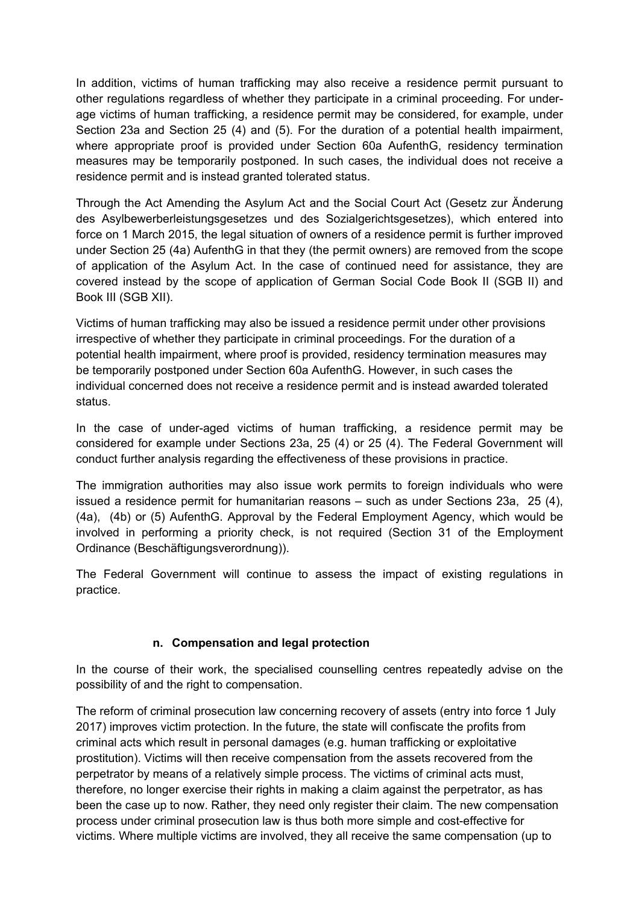In addition, victims of human trafficking may also receive a residence permit pursuant to other regulations regardless of whether they participate in a criminal proceeding. For under-age victims of human trafficking, a residence permit may be considered, for example, under Section 23a and Section 25 (4) and (5). For the duration of a potential health impairment, where appropriate proof is provided under Section 60a AufenthG, residency termination measures may be temporarily postponed. In such cases, the individual does not receive a residence permit and is instead granted tolerated status.

Through the Act Amending the Asylum Act and the Social Court Act (Gesetz zur Änderung des Asylbewerberleistungsgesetzes und des Sozialgerichtsgesetzes), which entered into force on 1 March 2015, the legal situation of owners of a residence permit is further improved under Section 25 (4a) AufenthG in that they (the permit owners) are removed from the scope of application of the Asylum Act. In the case of continued need for assistance, they are covered instead by the scope of application of German Social Code Book II (SGB II) and Book III (SGB XII).

Victims of human trafficking may also be issued a residence permit under other provisions irrespective of whether they participate in criminal proceedings. For the duration of a potential health impairment, where proof is provided, residency termination measures may be temporarily postponed under Section 60a AufenthG. However, in such cases the individual concerned does not receive a residence permit and is instead awarded tolerated status.

In the case of under-aged victims of human trafficking, a residence permit may be considered for example under Sections 23a, 25 (4) or 25 (4). The Federal Government will conduct further analysis regarding the effectiveness of these provisions in practice.

The immigration authorities may also issue work permits to foreign individuals who were issued a residence permit for humanitarian reasons – such as under Sections 23a, 25 (4), (4a), (4b) or (5) AufenthG. Approval by the Federal Employment Agency, which would be involved in performing a priority check, is not required (Section 31 of the Employment Ordinance (Beschäftigungsverordnung)).

The Federal Government will continue to assess the impact of existing regulations in practice.

#### n. Compensation and legal protection

In the course of their work, the specialised counselling centres repeatedly advise on the possibility of and the right to compensation.

The reform of criminal prosecution law concerning recovery of assets (entry into force 1 July 2017) improves victim protection. In the future, the state will confiscate the profits from criminal acts which result in personal damages (e.g. human trafficking or exploitative prostitution). Victims will then receive compensation from the assets recovered from the perpetrator by means of a relatively simple process. The victims of criminal acts must, therefore, no longer exercise their rights in making a claim against the perpetrator, as has been the case up to now. Rather, they need only register their claim. The new compensation process under criminal prosecution law is thus both more simple and cost-effective for victims. Where multiple victims are involved, they all receive the same compensation (up to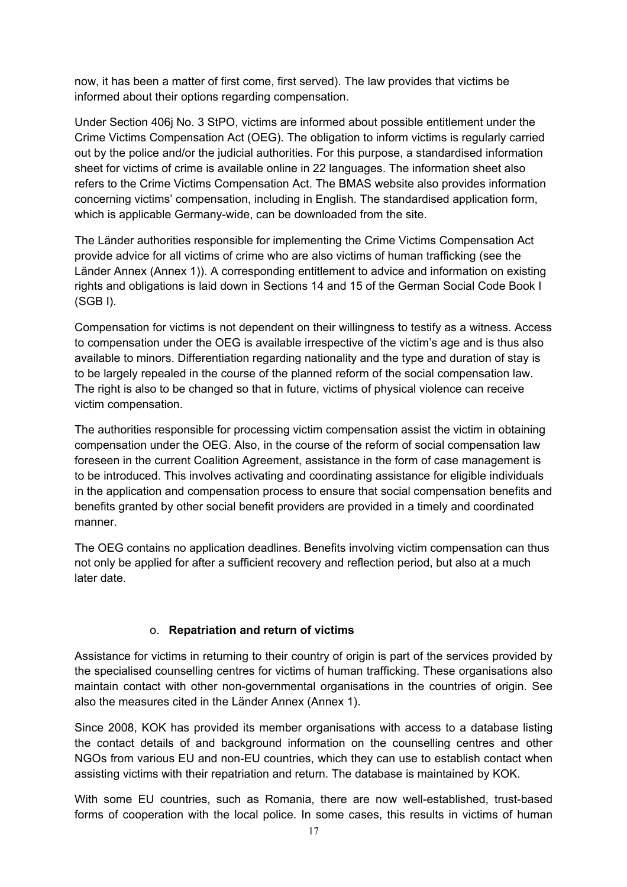now, it has been a matter of first come, first served). The law provides that victims be informed about their options regarding compensation.

Under Section 406j No. 3 StPO, victims are informed about possible entitlement under the Crime Victims Compensation Act (OEG). The obligation to inform victims is regularly carried out by the police and/or the judicial authorities. For this purpose, a standardised information sheet for victims of crime is available online in 22 languages. The information sheet also refers to the Crime Victims Compensation Act. The BMAS website also provides information concerning victims' compensation, including in English. The standardised application form, which is applicable Germany-wide, can be downloaded from the site.

The Länder authorities responsible for implementing the Crime Victims Compensation Act provide advice for all victims of crime who are also victims of human trafficking (see the Länder Annex (Annex 1)). A corresponding entitlement to advice and information on existing rights and obligations is laid down in Sections 14 and 15 of the German Social Code Book I (SGB I).

Compensation for victims is not dependent on their willingness to testify as a witness. Access to compensation under the OEG is available irrespective of the victim's age and is thus also available to minors. Differentiation regarding nationality and the type and duration of stay is to be largely repealed in the course of the planned reform of the social compensation law. The right is also to be changed so that in future, victims of physical violence can receive victim compensation.

The authorities responsible for processing victim compensation assist the victim in obtaining compensation under the OEG. Also, in the course of the reform of social compensation law foreseen in the current Coalition Agreement, assistance in the form of case management is to be introduced. This involves activating and coordinating assistance for eligible individuals in the application and compensation process to ensure that social compensation benefits and benefits granted by other social benefit providers are provided in a timely and coordinated manner.

The OEG contains no application deadlines. Benefits involving victim compensation can thus not only be applied for after a sufficient recovery and reflection period, but also at a much later date.

### o. **Repatriation and return of victims**

Assistance for victims in returning to their country of origin is part of the services provided by the specialised counselling centres for victims of human trafficking. These organisations also maintain contact with other non-governmental organisations in the countries of origin. See also the measures cited in the Länder Annex (Annex 1).

Since 2008, KOK has provided its member organisations with access to a database listing the contact details of and background information on the counselling centres and other NGOs from various EU and non-EU countries, which they can use to establish contact when assisting victims with their repatriation and return. The database is maintained by KOK.

With some EU countries, such as Romania, there are now well-established, trust-based forms of cooperation with the local police. In some cases, this results in victims of human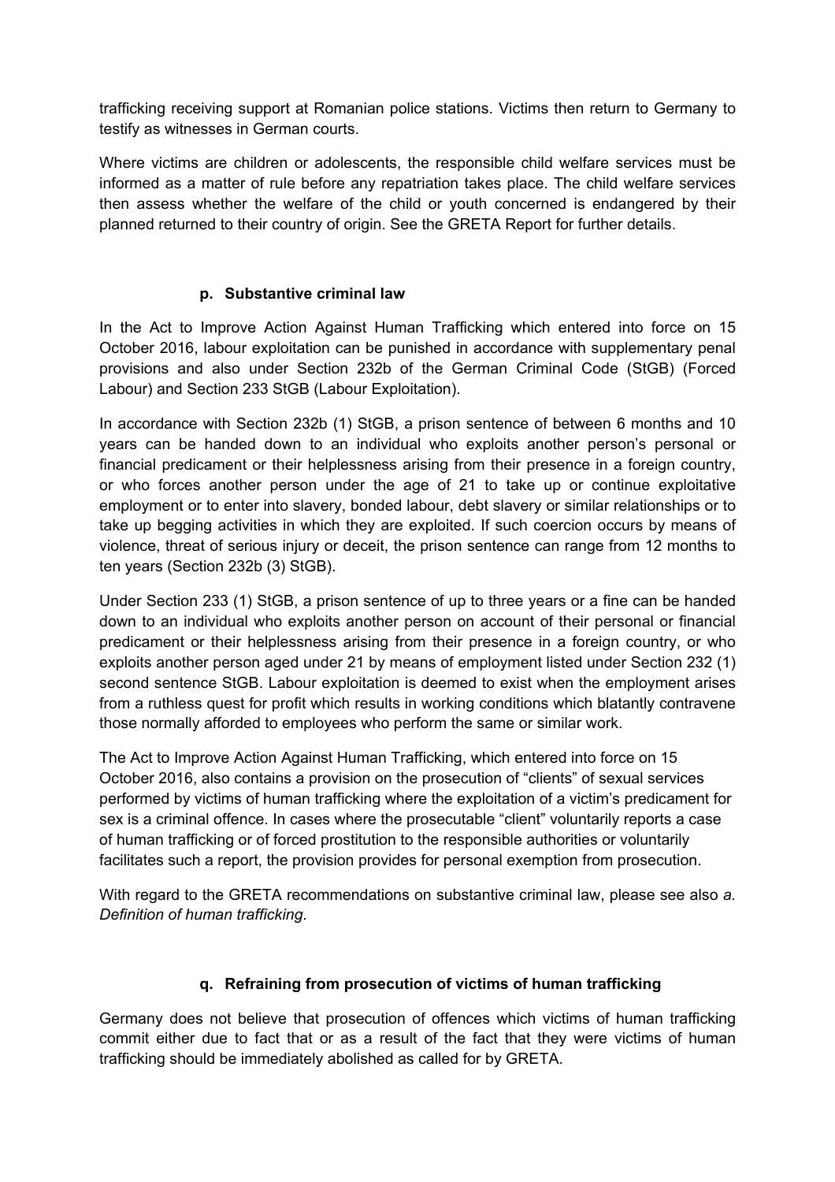trafficking receiving support at Romanian police stations. Victims then return to Germany to testify as witnesses in German courts.

Where victims are children or adolescents, the responsible child welfare services must be informed as a matter of rule before any repatriation takes place. The child welfare services then assess whether the welfare of the child or youth concerned is endangered by their planned returned to their country of origin. See the GRETA Report for further details.

### p. Substantive criminal law

In the Act to Improve Action Against Human Trafficking which entered into force on 15 October 2016, labour exploitation can be punished in accordance with supplementary penal provisions and also under Section 232b of the German Criminal Code (StGB) (Forced Labour) and Section 233 StGB (Labour Exploitation).

In accordance with Section 232b (1) StGB, a prison sentence of between 6 months and 10 years can be handed down to an individual who exploits another person's personal or financial predicament or their helplessness arising from their presence in a foreign country, or who forces another person under the age of 21 to take up or continue exploitative employment or to enter into slavery, bonded labour, debt slavery or similar relationships or to take up begging activities in which they are exploited. If such coercion occurs by means of violence, threat of serious injury or deceit, the prison sentence can range from 12 months to ten years (Section 232b (3) StGB).

Under Section 233 (1) StGB, a prison sentence of up to three years or a fine can be handed down to an individual who exploits another person on account of their personal or financial predicament or their helplessness arising from their presence in a foreign country, or who exploits another person aged under 21 by means of employment listed under Section 232 (1) second sentence StGB. Labour exploitation is deemed to exist when the employment arises from a ruthless quest for profit which results in working conditions which blatantly contravene those normally afforded to employees who perform the same or similar work.

The Act to Improve Action Against Human Trafficking, which entered into force on 15 October 2016, also contains a provision on the prosecution of "clients" of sexual services performed by victims of human trafficking where the exploitation of a victim's predicament for sex is a criminal offence. In cases where the prosecutable "client" voluntarily reports a case of human trafficking or of forced prostitution to the responsible authorities or voluntarily facilitates such a report, the provision provides for personal exemption from prosecution.

With regard to the GRETA recommendations on substantive criminal law, please see also *a. Definition of human trafficking*.

### q. Refraining from prosecution of victims of human trafficking

Germany does not believe that prosecution of offences which victims of human trafficking commit either due to fact that or as a result of the fact that they were victims of human trafficking should be immediately abolished as called for by GRETA.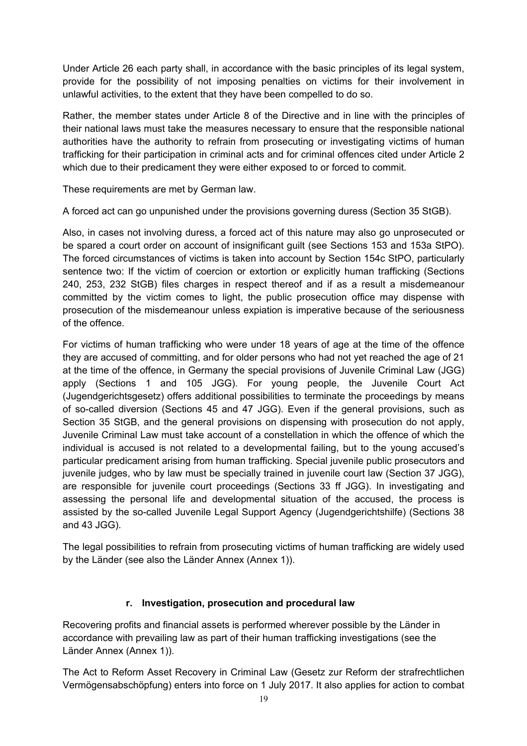Under Article 26 each party shall, in accordance with the basic principles of its legal system, provide for the possibility of not imposing penalties on victims for their involvement in unlawful activities, to the extent that they have been compelled to do so.

Rather, the member states under Article 8 of the Directive and in line with the principles of their national laws must take the measures necessary to ensure that the responsible national authorities have the authority to refrain from prosecuting or investigating victims of human trafficking for their participation in criminal acts and for criminal offences cited under Article 2 which due to their predicament they were either exposed to or forced to commit.

These requirements are met by German law.

A forced act can go unpunished under the provisions governing duress (Section 35 StGB).

Also, in cases not involving duress, a forced act of this nature may also go unprosecuted or be spared a court order on account of insignificant guilt (see Sections 153 and 153a StPO). The forced circumstances of victims is taken into account by Section 154c StPO, particularly sentence two: If the victim of coercion or extortion or explicitly human trafficking (Sections 240, 253, 232 StGB) files charges in respect thereof and if as a result a misdemeanour committed by the victim comes to light, the public prosecution office may dispense with prosecution of the misdemeanour unless expiation is imperative because of the seriousness of the offence.

For victims of human trafficking who were under 18 years of age at the time of the offence they are accused of committing, and for older persons who had not yet reached the age of 21 at the time of the offence, in Germany the special provisions of Juvenile Criminal Law (JGG) apply (Sections 1 and 105 JGG). For young people, the Juvenile Court Act (Jugendgerichtsgesetz) offers additional possibilities to terminate the proceedings by means of so-called diversion (Sections 45 and 47 JGG). Even if the general provisions, such as Section 35 StGB, and the general provisions on dispensing with prosecution do not apply, Juvenile Criminal Law must take account of a constellation in which the offence of which the individual is accused is not related to a developmental failing, but to the young accused's particular predicament arising from human trafficking. Special juvenile public prosecutors and juvenile judges, who by law must be specially trained in juvenile court law (Section 37 JGG), are responsible for juvenile court proceedings (Sections 33 ff JGG). In investigating and assessing the personal life and developmental situation of the accused, the process is assisted by the so-called Juvenile Legal Support Agency (Jugendgerichtshilfe) (Sections 38 and 43 JGG).

The legal possibilities to refrain from prosecuting victims of human trafficking are widely used by the Länder (see also the Länder Annex (Annex 1)).

### r. Investigation, prosecution and procedural law

Recovering profits and financial assets is performed wherever possible by the Länder in accordance with prevailing law as part of their human trafficking investigations (see the Länder Annex (Annex 1)).

The Act to Reform Asset Recovery in Criminal Law (Gesetz zur Reform der strafrechtlichen Vermögensabschöpfung) enters into force on 1 July 2017. It also applies for action to combat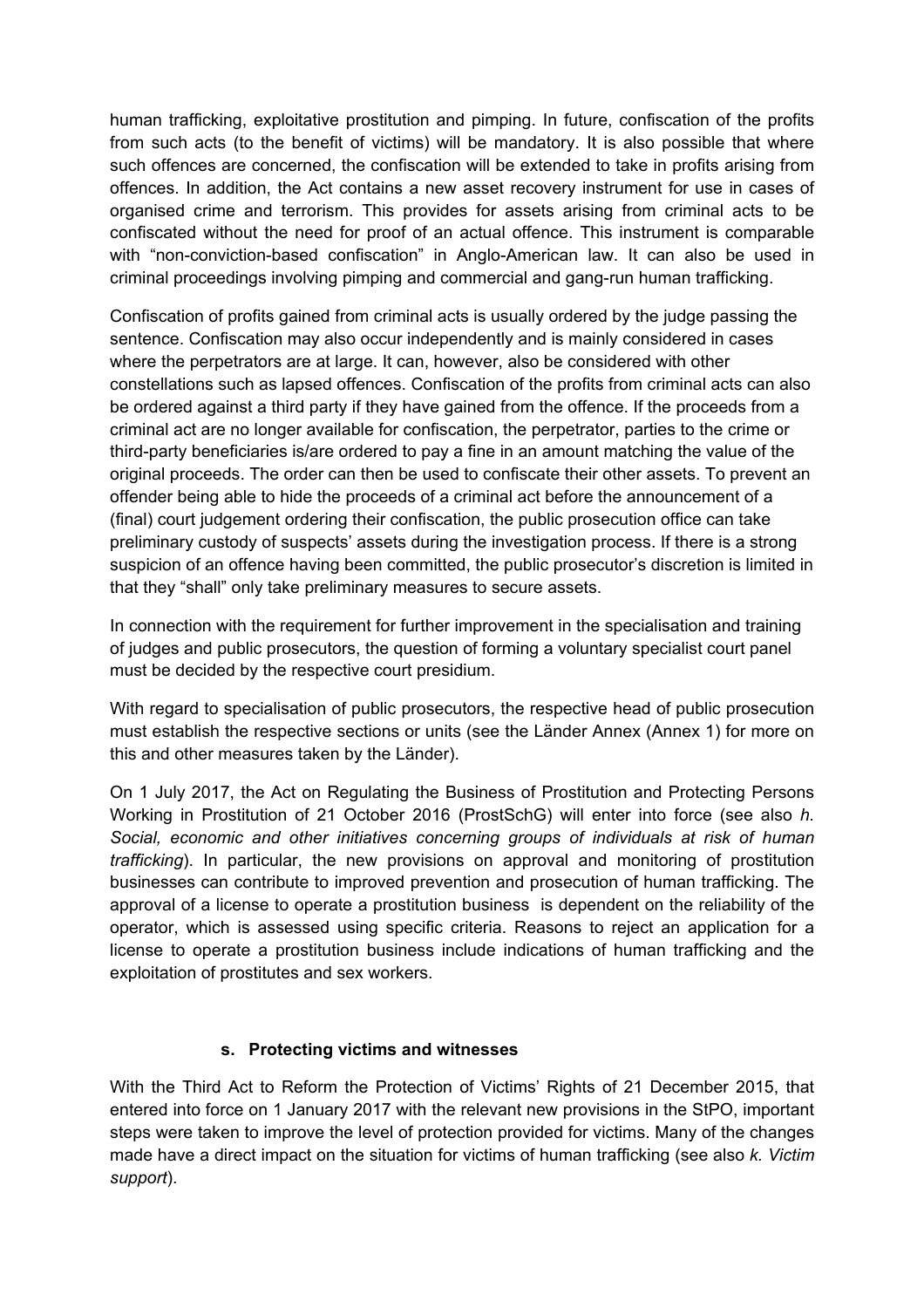human trafficking, exploitative prostitution and pimping. In future, confiscation of the profits from such acts (to the benefit of victims) will be mandatory. It is also possible that where such offences are concerned, the confiscation will be extended to take in profits arising from offences. In addition, the Act contains a new asset recovery instrument for use in cases of organised crime and terrorism. This provides for assets arising from criminal acts to be confiscated without the need for proof of an actual offence. This instrument is comparable with "non-conviction-based confiscation" in Anglo-American law. It can also be used in criminal proceedings involving pimping and commercial and gang-run human trafficking.

Confiscation of profits gained from criminal acts is usually ordered by the judge passing the sentence. Confiscation may also occur independently and is mainly considered in cases where the perpetrators are at large. It can, however, also be considered with other constellations such as lapsed offences. Confiscation of the profits from criminal acts can also be ordered against a third party if they have gained from the offence. If the proceeds from a criminal act are no longer available for confiscation, the perpetrator, parties to the crime or third-party beneficiaries is/are ordered to pay a fine in an amount matching the value of the original proceeds. The order can then be used to confiscate their other assets. To prevent an offender being able to hide the proceeds of a criminal act before the announcement of a (final) court judgement ordering their confiscation, the public prosecution office can take preliminary custody of suspects' assets during the investigation process. If there is a strong suspicion of an offence having been committed, the public prosecutor's discretion is limited in that they "shall" only take preliminary measures to secure assets.

In connection with the requirement for further improvement in the specialisation and training of judges and public prosecutors, the question of forming a voluntary specialist court panel must be decided by the respective court presidium.

With regard to specialisation of public prosecutors, the respective head of public prosecution must establish the respective sections or units (see the Länder Annex (Annex 1) for more on this and other measures taken by the Länder).

On 1 July 2017, the Act on Regulating the Business of Prostitution and Protecting Persons Working in Prostitution of 21 October 2016 (ProstSchG) will enter into force (see also *h. Social, economic and other initiatives concerning groups of individuals at risk of human trafficking*). In particular, the new provisions on approval and monitoring of prostitution businesses can contribute to improved prevention and prosecution of human trafficking. The approval of a license to operate a prostitution business is dependent on the reliability of the operator, which is assessed using specific criteria. Reasons to reject an application for a license to operate a prostitution business include indications of human trafficking and the exploitation of prostitutes and sex workers.

### s. Protecting victims and witnesses

With the Third Act to Reform the Protection of Victims' Rights of 21 December 2015, that entered into force on 1 January 2017 with the relevant new provisions in the StPO, important steps were taken to improve the level of protection provided for victims. Many of the changes made have a direct impact on the situation for victims of human trafficking (see also *k. Victim support*).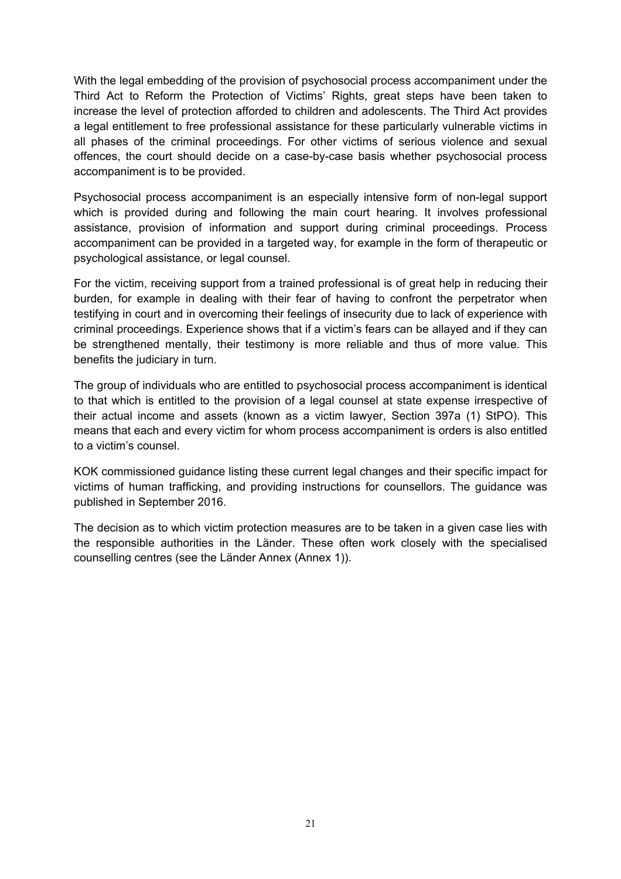With the legal embedding of the provision of psychosocial process accompaniment under the Third Act to Reform the Protection of Victims' Rights, great steps have been taken to increase the level of protection afforded to children and adolescents. The Third Act provides a legal entitlement to free professional assistance for these particularly vulnerable victims in all phases of the criminal proceedings. For other victims of serious violence and sexual offences, the court should decide on a case-by-case basis whether psychosocial process accompaniment is to be provided.

Psychosocial process accompaniment is an especially intensive form of non-legal support which is provided during and following the main court hearing. It involves professional assistance, provision of information and support during criminal proceedings. Process accompaniment can be provided in a targeted way, for example in the form of therapeutic or psychological assistance, or legal counsel.

For the victim, receiving support from a trained professional is of great help in reducing their burden, for example in dealing with their fear of having to confront the perpetrator when testifying in court and in overcoming their feelings of insecurity due to lack of experience with criminal proceedings. Experience shows that if a victim's fears can be allayed and if they can be strengthened mentally, their testimony is more reliable and thus of more value. This benefits the judiciary in turn.

The group of individuals who are entitled to psychosocial process accompaniment is identical to that which is entitled to the provision of a legal counsel at state expense irrespective of their actual income and assets (known as a victim lawyer, Section 397a (1) StPO). This means that each and every victim for whom process accompaniment is orders is also entitled to a victim's counsel.

KOK commissioned guidance listing these current legal changes and their specific impact for victims of human trafficking, and providing instructions for counsellors. The guidance was published in September 2016.

The decision as to which victim protection measures are to be taken in a given case lies with the responsible authorities in the Länder. These often work closely with the specialised counselling centres (see the Länder Annex (Annex 1)).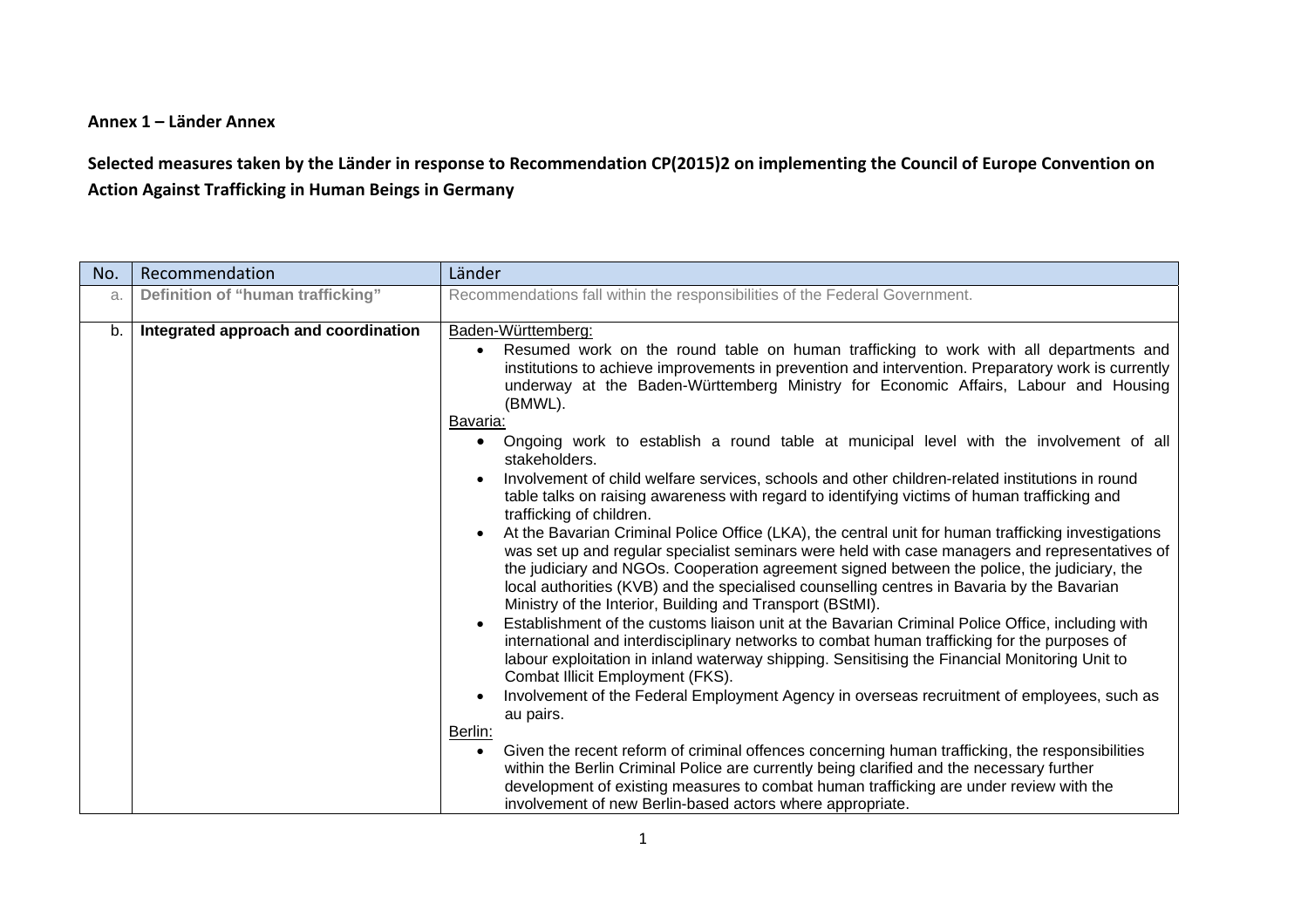**Annex 1 – Länder Annex**

**Selected measures taken by the Länder in response to Recommendation CP(2015)2 on implementing the Council of Europe Convention on Action Against Trafficking in Human Beings in Germany**

| No. | Recommendation | Länder |
|---|---|---|
| a. | **Definition of "human trafficking"** | Recommendations fall within the responsibilities of the Federal Government. |
| b. | **Integrated approach and coordination** | <u>Baden-Württemberg:</u><br>• Resumed work on the round table on human trafficking to work with all departments and institutions to achieve improvements in prevention and intervention. Preparatory work is currently underway at the Baden-Württemberg Ministry for Economic Affairs, Labour and Housing (BMWL).<br><u>Bavaria:</u><br>• Ongoing work to establish a round table at municipal level with the involvement of all stakeholders.<br>• Involvement of child welfare services, schools and other children-related institutions in round table talks on raising awareness with regard to identifying victims of human trafficking and trafficking of children.<br>• At the Bavarian Criminal Police Office (LKA), the central unit for human trafficking investigations was set up and regular specialist seminars were held with case managers and representatives of the judiciary and NGOs. Cooperation agreement signed between the police, the judiciary, the local authorities (KVB) and the specialised counselling centres in Bavaria by the Bavarian Ministry of the Interior, Building and Transport (BStMI).<br>• Establishment of the customs liaison unit at the Bavarian Criminal Police Office, including with international and interdisciplinary networks to combat human trafficking for the purposes of labour exploitation in inland waterway shipping. Sensitising the Financial Monitoring Unit to Combat Illicit Employment (FKS).<br>• Involvement of the Federal Employment Agency in overseas recruitment of employees, such as au pairs.<br><u>Berlin:</u><br>• Given the recent reform of criminal offences concerning human trafficking, the responsibilities within the Berlin Criminal Police are currently being clarified and the necessary further development of existing measures to combat human trafficking are under review with the involvement of new Berlin-based actors where appropriate. |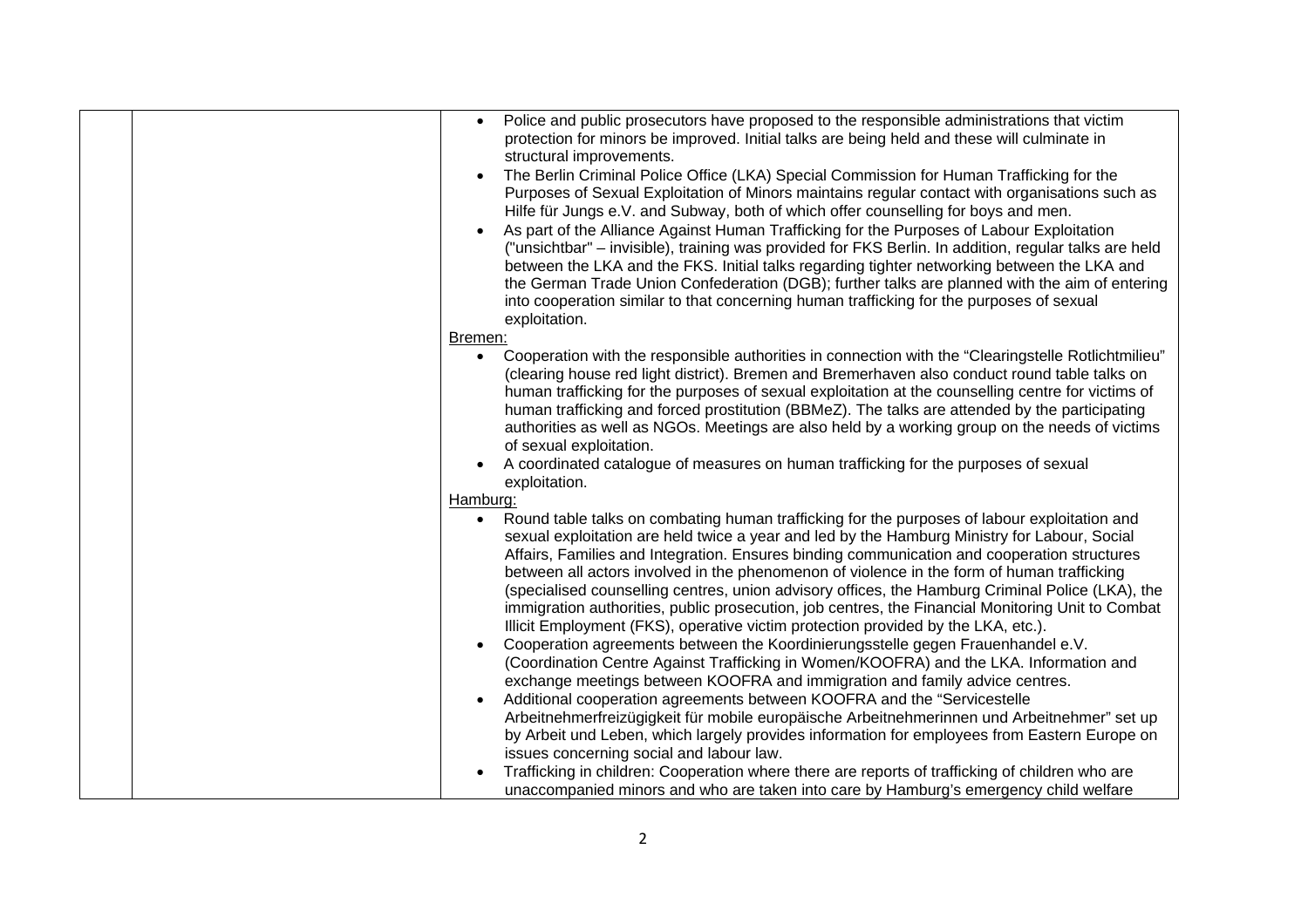| | | • Police and public prosecutors have proposed to the responsible administrations that victim protection for minors be improved. Initial talks are being held and these will culminate in structural improvements.<br>• The Berlin Criminal Police Office (LKA) Special Commission for Human Trafficking for the Purposes of Sexual Exploitation of Minors maintains regular contact with organisations such as Hilfe für Jungs e.V. and Subway, both of which offer counselling for boys and men.<br>• As part of the Alliance Against Human Trafficking for the Purposes of Labour Exploitation ("unsichtbar" – invisible), training was provided for FKS Berlin. In addition, regular talks are held between the LKA and the FKS. Initial talks regarding tighter networking between the LKA and the German Trade Union Confederation (DGB); further talks are planned with the aim of entering into cooperation similar to that concerning human trafficking for the purposes of sexual exploitation.<br><u>Bremen:</u><br>• Cooperation with the responsible authorities in connection with the "Clearingstelle Rotlichtmilieu" (clearing house red light district). Bremen and Bremerhaven also conduct round table talks on human trafficking for the purposes of sexual exploitation at the counselling centre for victims of human trafficking and forced prostitution (BBMeZ). The talks are attended by the participating authorities as well as NGOs. Meetings are also held by a working group on the needs of victims of sexual exploitation.<br>• A coordinated catalogue of measures on human trafficking for the purposes of sexual exploitation.<br><u>Hamburg:</u><br>• Round table talks on combating human trafficking for the purposes of labour exploitation and sexual exploitation are held twice a year and led by the Hamburg Ministry for Labour, Social Affairs, Families and Integration. Ensures binding communication and cooperation structures between all actors involved in the phenomenon of violence in the form of human trafficking (specialised counselling centres, union advisory offices, the Hamburg Criminal Police (LKA), the immigration authorities, public prosecution, job centres, the Financial Monitoring Unit to Combat Illicit Employment (FKS), operative victim protection provided by the LKA, etc.).<br>• Cooperation agreements between the Koordinierungsstelle gegen Frauenhandel e.V. (Coordination Centre Against Trafficking in Women/KOOFRA) and the LKA. Information and exchange meetings between KOOFRA and immigration and family advice centres.<br>• Additional cooperation agreements between KOOFRA and the "Servicestelle Arbeitnehmerfreizügigkeit für mobile europäische Arbeitnehmerinnen und Arbeitnehmer" set up by Arbeit und Leben, which largely provides information for employees from Eastern Europe on issues concerning social and labour law.<br>• Trafficking in children: Cooperation where there are reports of trafficking of children who are unaccompanied minors and who are taken into care by Hamburg's emergency child welfare |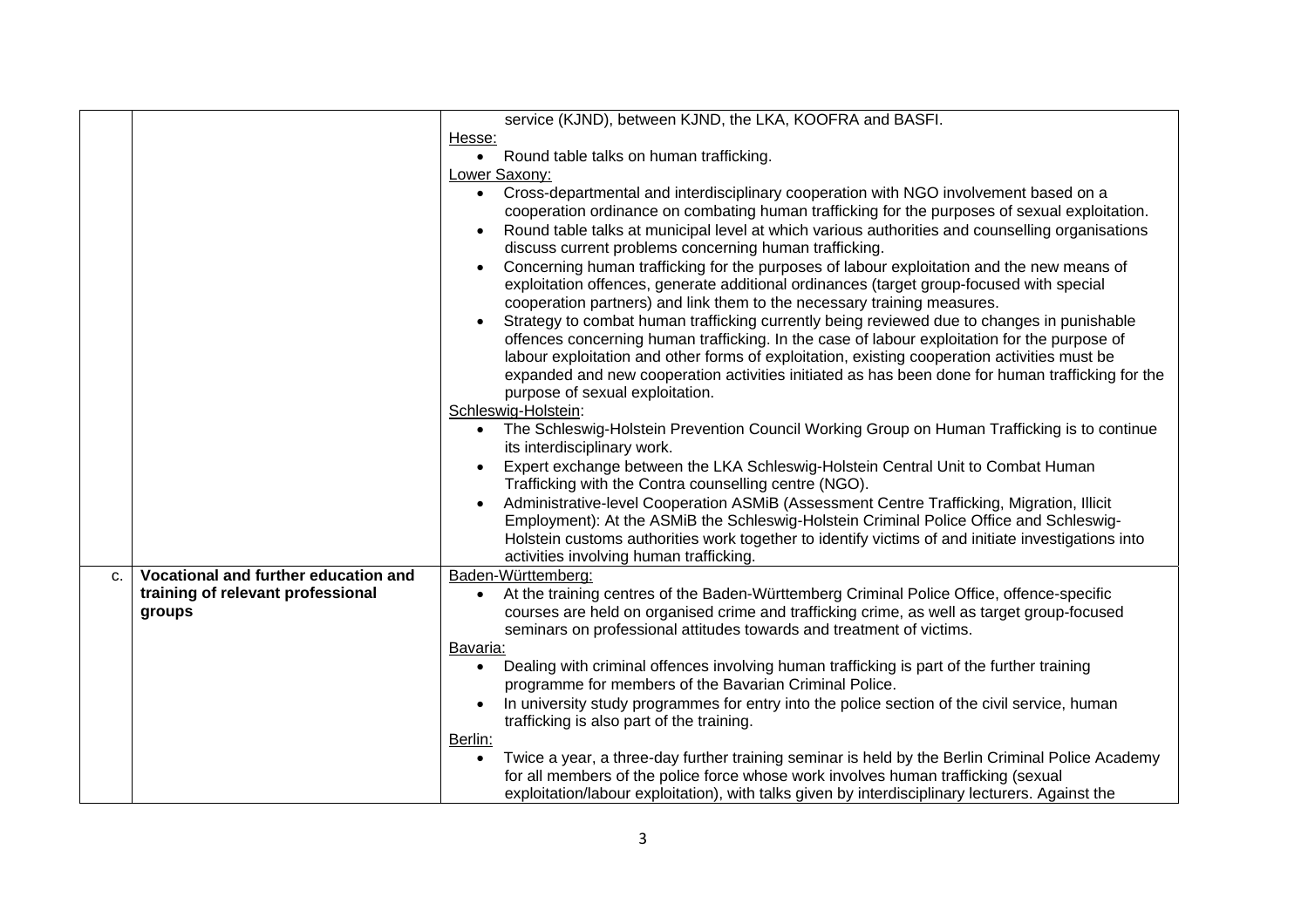| | | |
|---|---|---|
| | | service (KJND), between KJND, the LKA, KOOFRA and BASFI.<br>Hesse:<br>• Round table talks on human trafficking.<br>Lower Saxony:<br>• Cross-departmental and interdisciplinary cooperation with NGO involvement based on a cooperation ordinance on combating human trafficking for the purposes of sexual exploitation.<br>• Round table talks at municipal level at which various authorities and counselling organisations discuss current problems concerning human trafficking.<br>• Concerning human trafficking for the purposes of labour exploitation and the new means of exploitation offences, generate additional ordinances (target group-focused with special cooperation partners) and link them to the necessary training measures.<br>• Strategy to combat human trafficking currently being reviewed due to changes in punishable offences concerning human trafficking. In the case of labour exploitation for the purpose of labour exploitation and other forms of exploitation, existing cooperation activities must be expanded and new cooperation activities initiated as has been done for human trafficking for the purpose of sexual exploitation.<br>Schleswig-Holstein:<br>• The Schleswig-Holstein Prevention Council Working Group on Human Trafficking is to continue its interdisciplinary work.<br>• Expert exchange between the LKA Schleswig-Holstein Central Unit to Combat Human Trafficking with the Contra counselling centre (NGO).<br>• Administrative-level Cooperation ASMiB (Assessment Centre Trafficking, Migration, Illicit Employment): At the ASMiB the Schleswig-Holstein Criminal Police Office and Schleswig-Holstein customs authorities work together to identify victims of and initiate investigations into activities involving human trafficking. |
| c. | **Vocational and further education and training of relevant professional groups** | Baden-Württemberg:<br>• At the training centres of the Baden-Württemberg Criminal Police Office, offence-specific courses are held on organised crime and trafficking crime, as well as target group-focused seminars on professional attitudes towards and treatment of victims.<br>Bavaria:<br>• Dealing with criminal offences involving human trafficking is part of the further training programme for members of the Bavarian Criminal Police.<br>• In university study programmes for entry into the police section of the civil service, human trafficking is also part of the training.<br>Berlin:<br>• Twice a year, a three-day further training seminar is held by the Berlin Criminal Police Academy for all members of the police force whose work involves human trafficking (sexual exploitation/labour exploitation), with talks given by interdisciplinary lecturers. Against the |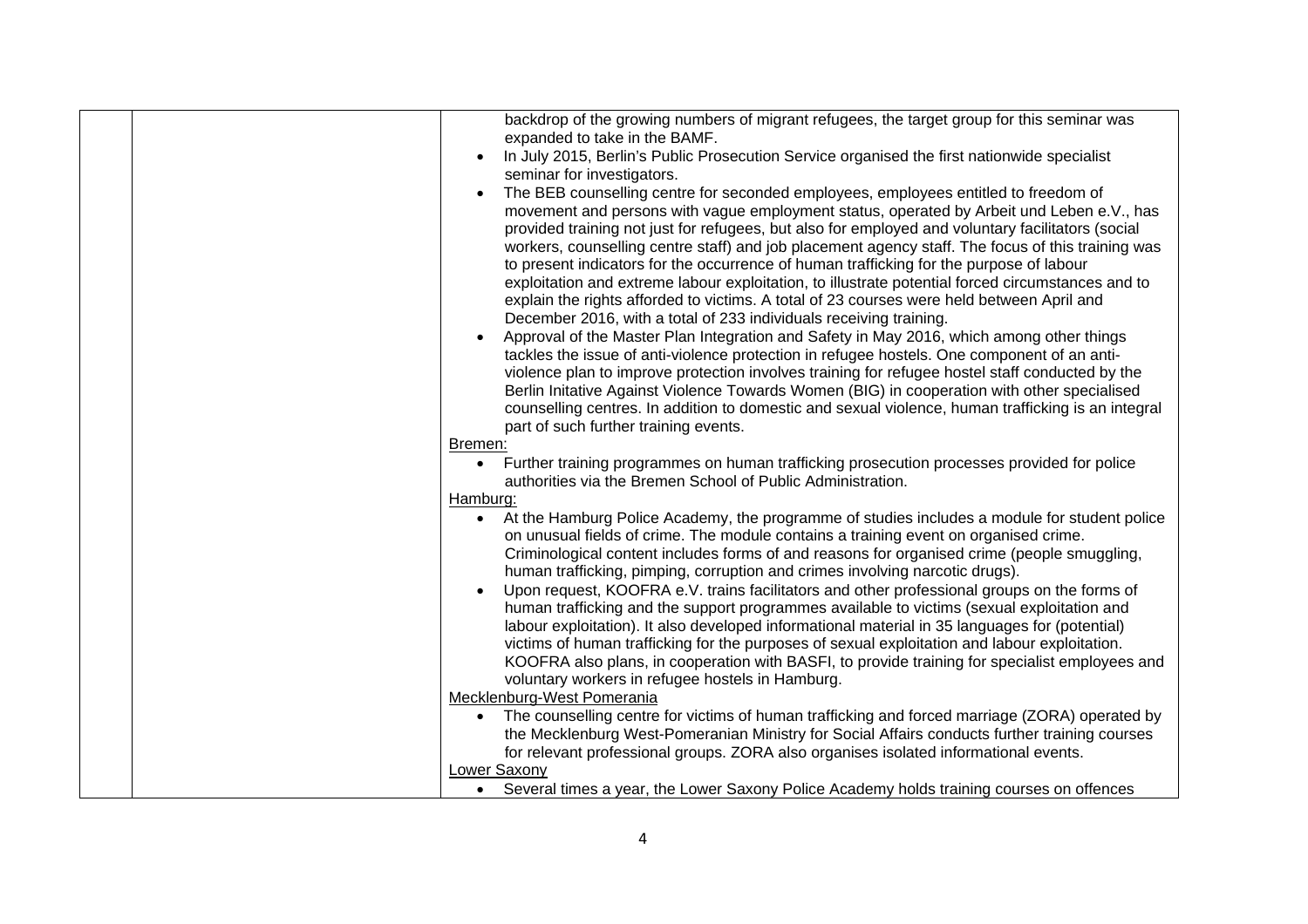| | | backdrop of the growing numbers of migrant refugees, the target group for this seminar was expanded to take in the BAMF.<br>• In July 2015, Berlin's Public Prosecution Service organised the first nationwide specialist seminar for investigators.<br>• The BEB counselling centre for seconded employees, employees entitled to freedom of movement and persons with vague employment status, operated by Arbeit und Leben e.V., has provided training not just for refugees, but also for employed and voluntary facilitators (social workers, counselling centre staff) and job placement agency staff. The focus of this training was to present indicators for the occurrence of human trafficking for the purpose of labour exploitation and extreme labour exploitation, to illustrate potential forced circumstances and to explain the rights afforded to victims. A total of 23 courses were held between April and December 2016, with a total of 233 individuals receiving training.<br>• Approval of the Master Plan Integration and Safety in May 2016, which among other things tackles the issue of anti-violence protection in refugee hostels. One component of an anti-violence plan to improve protection involves training for refugee hostel staff conducted by the Berlin Initative Against Violence Towards Women (BIG) in cooperation with other specialised counselling centres. In addition to domestic and sexual violence, human trafficking is an integral part of such further training events.<br>Bremen:<br>• Further training programmes on human trafficking prosecution processes provided for police authorities via the Bremen School of Public Administration.<br>Hamburg:<br>• At the Hamburg Police Academy, the programme of studies includes a module for student police on unusual fields of crime. The module contains a training event on organised crime. Criminological content includes forms of and reasons for organised crime (people smuggling, human trafficking, pimping, corruption and crimes involving narcotic drugs).<br>• Upon request, KOOFRA e.V. trains facilitators and other professional groups on the forms of human trafficking and the support programmes available to victims (sexual exploitation and labour exploitation). It also developed informational material in 35 languages for (potential) victims of human trafficking for the purposes of sexual exploitation and labour exploitation. KOOFRA also plans, in cooperation with BASFI, to provide training for specialist employees and voluntary workers in refugee hostels in Hamburg.<br>Mecklenburg-West Pomerania<br>• The counselling centre for victims of human trafficking and forced marriage (ZORA) operated by the Mecklenburg West-Pomeranian Ministry for Social Affairs conducts further training courses for relevant professional groups. ZORA also organises isolated informational events.<br>Lower Saxony<br>• Several times a year, the Lower Saxony Police Academy holds training courses on offences |
|---|---|---|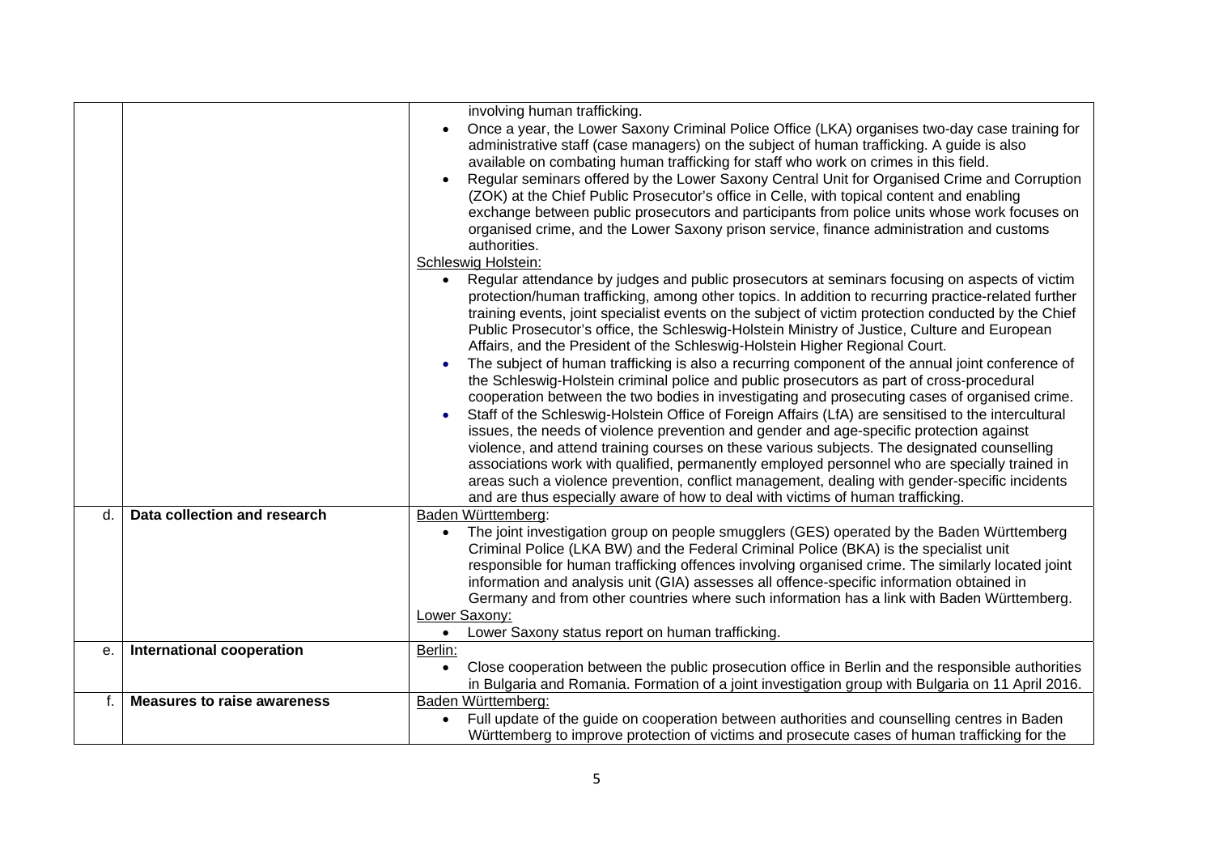| | | |
|---|---|---|
| | | involving human trafficking.<br>• Once a year, the Lower Saxony Criminal Police Office (LKA) organises two-day case training for administrative staff (case managers) on the subject of human trafficking. A guide is also available on combating human trafficking for staff who work on crimes in this field.<br>• Regular seminars offered by the Lower Saxony Central Unit for Organised Crime and Corruption (ZOK) at the Chief Public Prosecutor's office in Celle, with topical content and enabling exchange between public prosecutors and participants from police units whose work focuses on organised crime, and the Lower Saxony prison service, finance administration and customs authorities.<br>Schleswig Holstein:<br>• Regular attendance by judges and public prosecutors at seminars focusing on aspects of victim protection/human trafficking, among other topics. In addition to recurring practice-related further training events, joint specialist events on the subject of victim protection conducted by the Chief Public Prosecutor's office, the Schleswig-Holstein Ministry of Justice, Culture and European Affairs, and the President of the Schleswig-Holstein Higher Regional Court.<br>• The subject of human trafficking is also a recurring component of the annual joint conference of the Schleswig-Holstein criminal police and public prosecutors as part of cross-procedural cooperation between the two bodies in investigating and prosecuting cases of organised crime.<br>• Staff of the Schleswig-Holstein Office of Foreign Affairs (LfA) are sensitised to the intercultural issues, the needs of violence prevention and gender and age-specific protection against violence, and attend training courses on these various subjects. The designated counselling associations work with qualified, permanently employed personnel who are specially trained in areas such a violence prevention, conflict management, dealing with gender-specific incidents and are thus especially aware of how to deal with victims of human trafficking. |
| d. | **Data collection and research** | Baden Württemberg:<br>• The joint investigation group on people smugglers (GES) operated by the Baden Württemberg Criminal Police (LKA BW) and the Federal Criminal Police (BKA) is the specialist unit responsible for human trafficking offences involving organised crime. The similarly located joint information and analysis unit (GIA) assesses all offence-specific information obtained in Germany and from other countries where such information has a link with Baden Württemberg.<br>Lower Saxony:<br>• Lower Saxony status report on human trafficking. |
| e. | **International cooperation** | Berlin:<br>• Close cooperation between the public prosecution office in Berlin and the responsible authorities in Bulgaria and Romania. Formation of a joint investigation group with Bulgaria on 11 April 2016. |
| f. | **Measures to raise awareness** | Baden Württemberg:<br>• Full update of the guide on cooperation between authorities and counselling centres in Baden Württemberg to improve protection of victims and prosecute cases of human trafficking for the |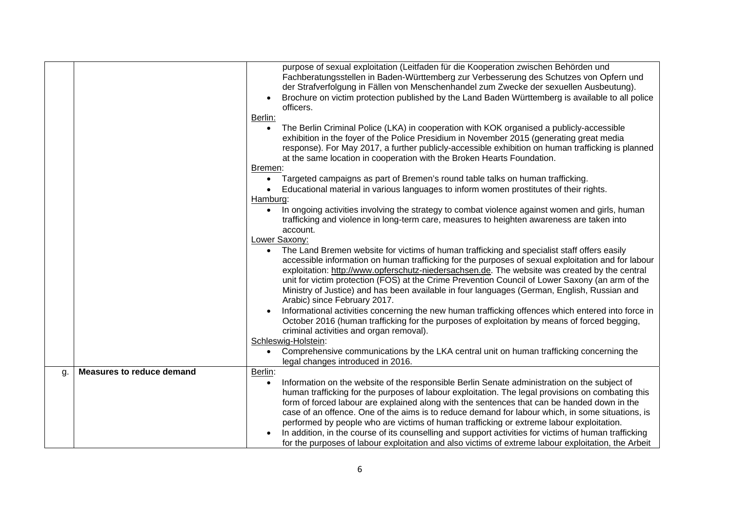| | | |
|---|---|---|
| | | purpose of sexual exploitation (Leitfaden für die Kooperation zwischen Behörden und Fachberatungsstellen in Baden-Württemberg zur Verbesserung des Schutzes von Opfern und der Strafverfolgung in Fällen von Menschenhandel zum Zwecke der sexuellen Ausbeutung).<br>• Brochure on victim protection published by the Land Baden Württemberg is available to all police officers.<br>Berlin:<br>• The Berlin Criminal Police (LKA) in cooperation with KOK organised a publicly-accessible exhibition in the foyer of the Police Presidium in November 2015 (generating great media response). For May 2017, a further publicly-accessible exhibition on human trafficking is planned at the same location in cooperation with the Broken Hearts Foundation.<br>Bremen:<br>• Targeted campaigns as part of Bremen's round table talks on human trafficking.<br>• Educational material in various languages to inform women prostitutes of their rights.<br>Hamburg:<br>• In ongoing activities involving the strategy to combat violence against women and girls, human trafficking and violence in long-term care, measures to heighten awareness are taken into account.<br>Lower Saxony:<br>• The Land Bremen website for victims of human trafficking and specialist staff offers easily accessible information on human trafficking for the purposes of sexual exploitation and for labour exploitation: http://www.opferschutz-niedersachsen.de. The website was created by the central unit for victim protection (FOS) at the Crime Prevention Council of Lower Saxony (an arm of the Ministry of Justice) and has been available in four languages (German, English, Russian and Arabic) since February 2017.<br>• Informational activities concerning the new human trafficking offences which entered into force in October 2016 (human trafficking for the purposes of exploitation by means of forced begging, criminal activities and organ removal).<br>Schleswig-Holstein:<br>• Comprehensive communications by the LKA central unit on human trafficking concerning the legal changes introduced in 2016. |
| g. | **Measures to reduce demand** | Berlin:<br>• Information on the website of the responsible Berlin Senate administration on the subject of human trafficking for the purposes of labour exploitation. The legal provisions on combating this form of forced labour are explained along with the sentences that can be handed down in the case of an offence. One of the aims is to reduce demand for labour which, in some situations, is performed by people who are victims of human trafficking or extreme labour exploitation.<br>• In addition, in the course of its counselling and support activities for victims of human trafficking for the purposes of labour exploitation and also victims of extreme labour exploitation, the Arbeit |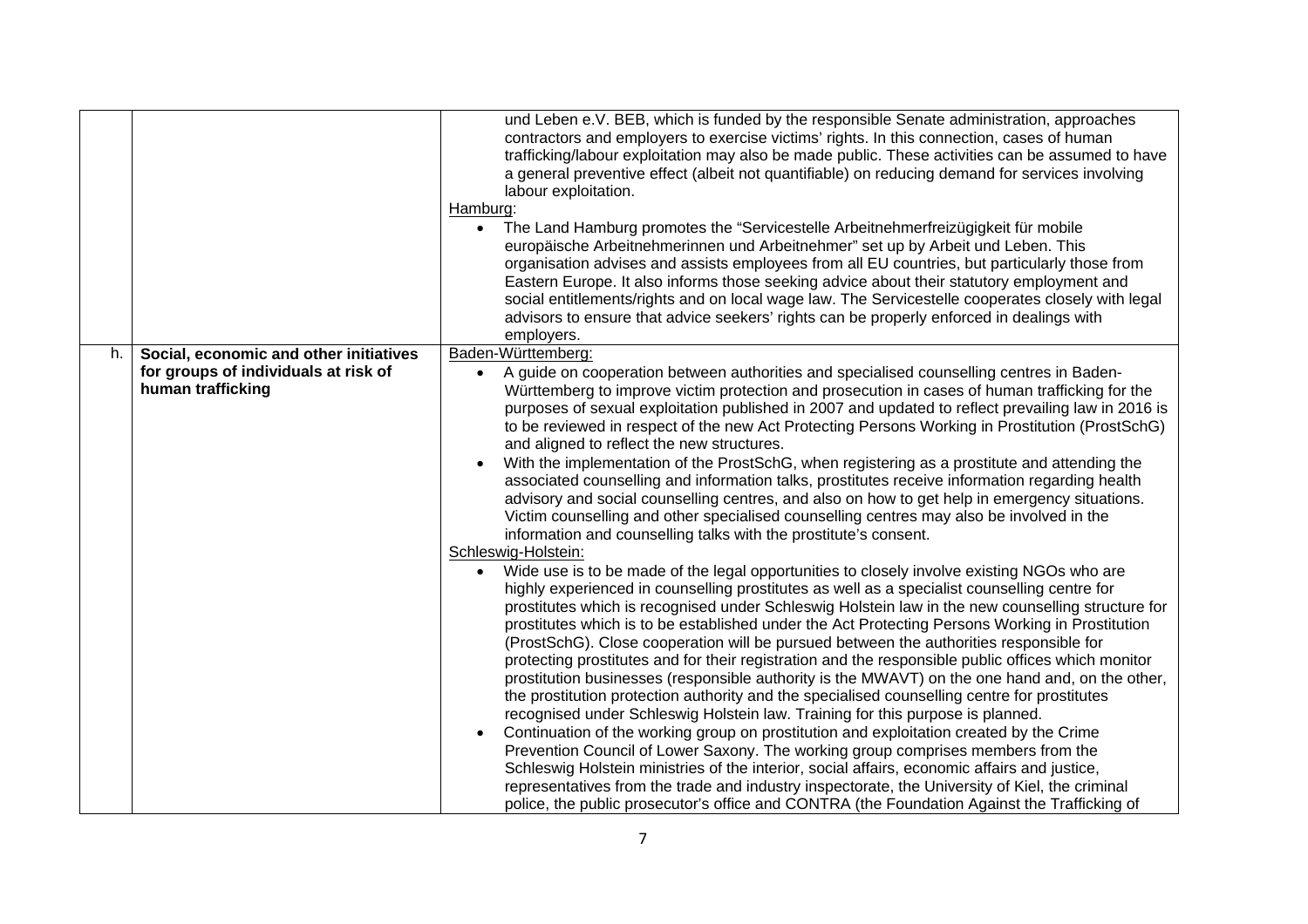| | | |
|---|---|---|
| | | und Leben e.V. BEB, which is funded by the responsible Senate administration, approaches contractors and employers to exercise victims' rights. In this connection, cases of human trafficking/labour exploitation may also be made public. These activities can be assumed to have a general preventive effect (albeit not quantifiable) on reducing demand for services involving labour exploitation.<br>Hamburg:<br>• The Land Hamburg promotes the "Servicestelle Arbeitnehmerfreizügigkeit für mobile europäische Arbeitnehmerinnen und Arbeitnehmer" set up by Arbeit und Leben. This organisation advises and assists employees from all EU countries, but particularly those from Eastern Europe. It also informs those seeking advice about their statutory employment and social entitlements/rights and on local wage law. The Servicestelle cooperates closely with legal advisors to ensure that advice seekers' rights can be properly enforced in dealings with employers. |
| h. | **Social, economic and other initiatives for groups of individuals at risk of human trafficking** | Baden-Württemberg:<br>• A guide on cooperation between authorities and specialised counselling centres in Baden-Württemberg to improve victim protection and prosecution in cases of human trafficking for the purposes of sexual exploitation published in 2007 and updated to reflect prevailing law in 2016 is to be reviewed in respect of the new Act Protecting Persons Working in Prostitution (ProstSchG) and aligned to reflect the new structures.<br>• With the implementation of the ProstSchG, when registering as a prostitute and attending the associated counselling and information talks, prostitutes receive information regarding health advisory and social counselling centres, and also on how to get help in emergency situations. Victim counselling and other specialised counselling centres may also be involved in the information and counselling talks with the prostitute's consent.<br>Schleswig-Holstein:<br>• Wide use is to be made of the legal opportunities to closely involve existing NGOs who are highly experienced in counselling prostitutes as well as a specialist counselling centre for prostitutes which is recognised under Schleswig Holstein law in the new counselling structure for prostitutes which is to be established under the Act Protecting Persons Working in Prostitution (ProstSchG). Close cooperation will be pursued between the authorities responsible for protecting prostitutes and for their registration and the responsible public offices which monitor prostitution businesses (responsible authority is the MWAVT) on the one hand and, on the other, the prostitution protection authority and the specialised counselling centre for prostitutes recognised under Schleswig Holstein law. Training for this purpose is planned.<br>• Continuation of the working group on prostitution and exploitation created by the Crime Prevention Council of Lower Saxony. The working group comprises members from the Schleswig Holstein ministries of the interior, social affairs, economic affairs and justice, representatives from the trade and industry inspectorate, the University of Kiel, the criminal police, the public prosecutor's office and CONTRA (the Foundation Against the Trafficking of |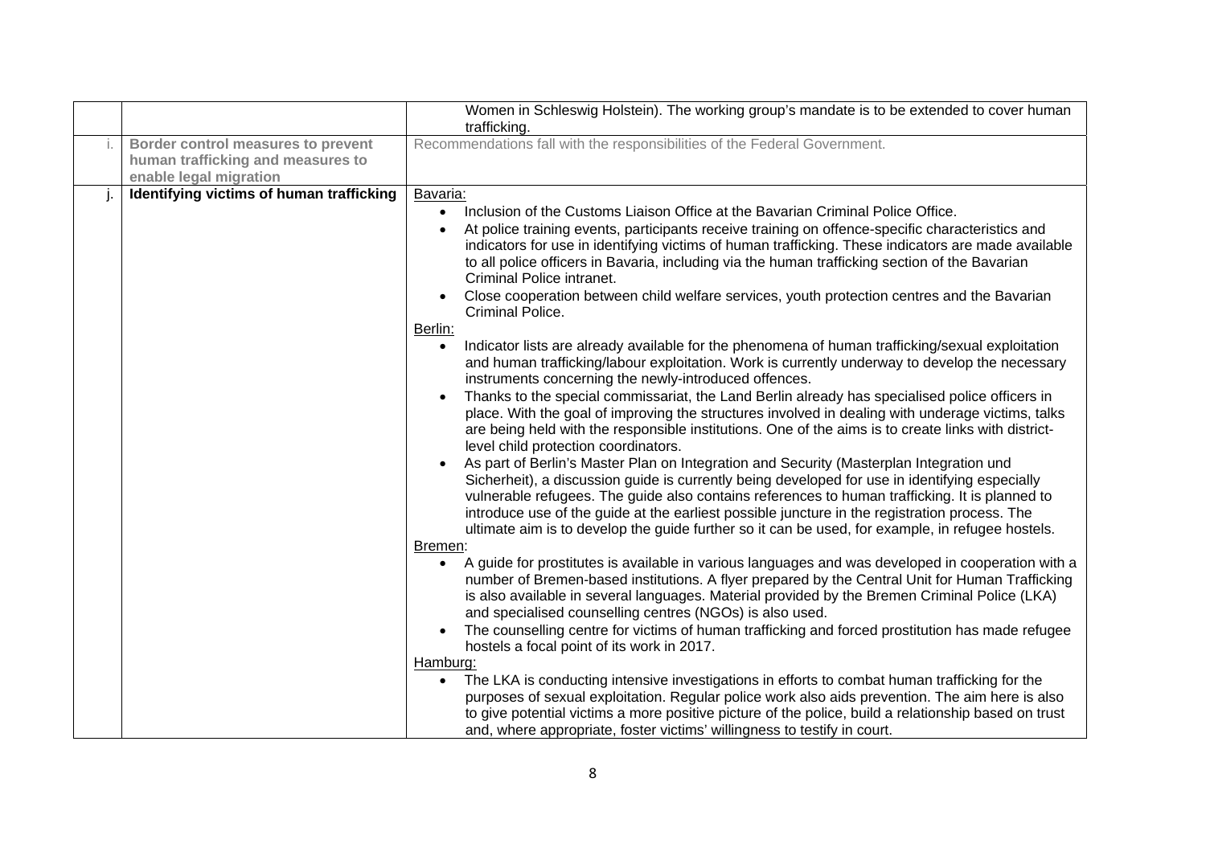| | | |
|---|---|---|
| | | Women in Schleswig Holstein). The working group's mandate is to be extended to cover human trafficking. |
| i. | **Border control measures to prevent human trafficking and measures to enable legal migration** | Recommendations fall with the responsibilities of the Federal Government. |
| j. | **Identifying victims of human trafficking** | Bavaria:<br>• Inclusion of the Customs Liaison Office at the Bavarian Criminal Police Office.<br>• At police training events, participants receive training on offence-specific characteristics and indicators for use in identifying victims of human trafficking. These indicators are made available to all police officers in Bavaria, including via the human trafficking section of the Bavarian Criminal Police intranet.<br>• Close cooperation between child welfare services, youth protection centres and the Bavarian Criminal Police.<br>Berlin:<br>• Indicator lists are already available for the phenomena of human trafficking/sexual exploitation and human trafficking/labour exploitation. Work is currently underway to develop the necessary instruments concerning the newly-introduced offences.<br>• Thanks to the special commissariat, the Land Berlin already has specialised police officers in place. With the goal of improving the structures involved in dealing with underage victims, talks are being held with the responsible institutions. One of the aims is to create links with district-level child protection coordinators.<br>• As part of Berlin's Master Plan on Integration and Security (Masterplan Integration und Sicherheit), a discussion guide is currently being developed for use in identifying especially vulnerable refugees. The guide also contains references to human trafficking. It is planned to introduce use of the guide at the earliest possible juncture in the registration process. The ultimate aim is to develop the guide further so it can be used, for example, in refugee hostels.<br>Bremen:<br>• A guide for prostitutes is available in various languages and was developed in cooperation with a number of Bremen-based institutions. A flyer prepared by the Central Unit for Human Trafficking is also available in several languages. Material provided by the Bremen Criminal Police (LKA) and specialised counselling centres (NGOs) is also used.<br>• The counselling centre for victims of human trafficking and forced prostitution has made refugee hostels a focal point of its work in 2017.<br>Hamburg:<br>• The LKA is conducting intensive investigations in efforts to combat human trafficking for the purposes of sexual exploitation. Regular police work also aids prevention. The aim here is also to give potential victims a more positive picture of the police, build a relationship based on trust and, where appropriate, foster victims' willingness to testify in court. |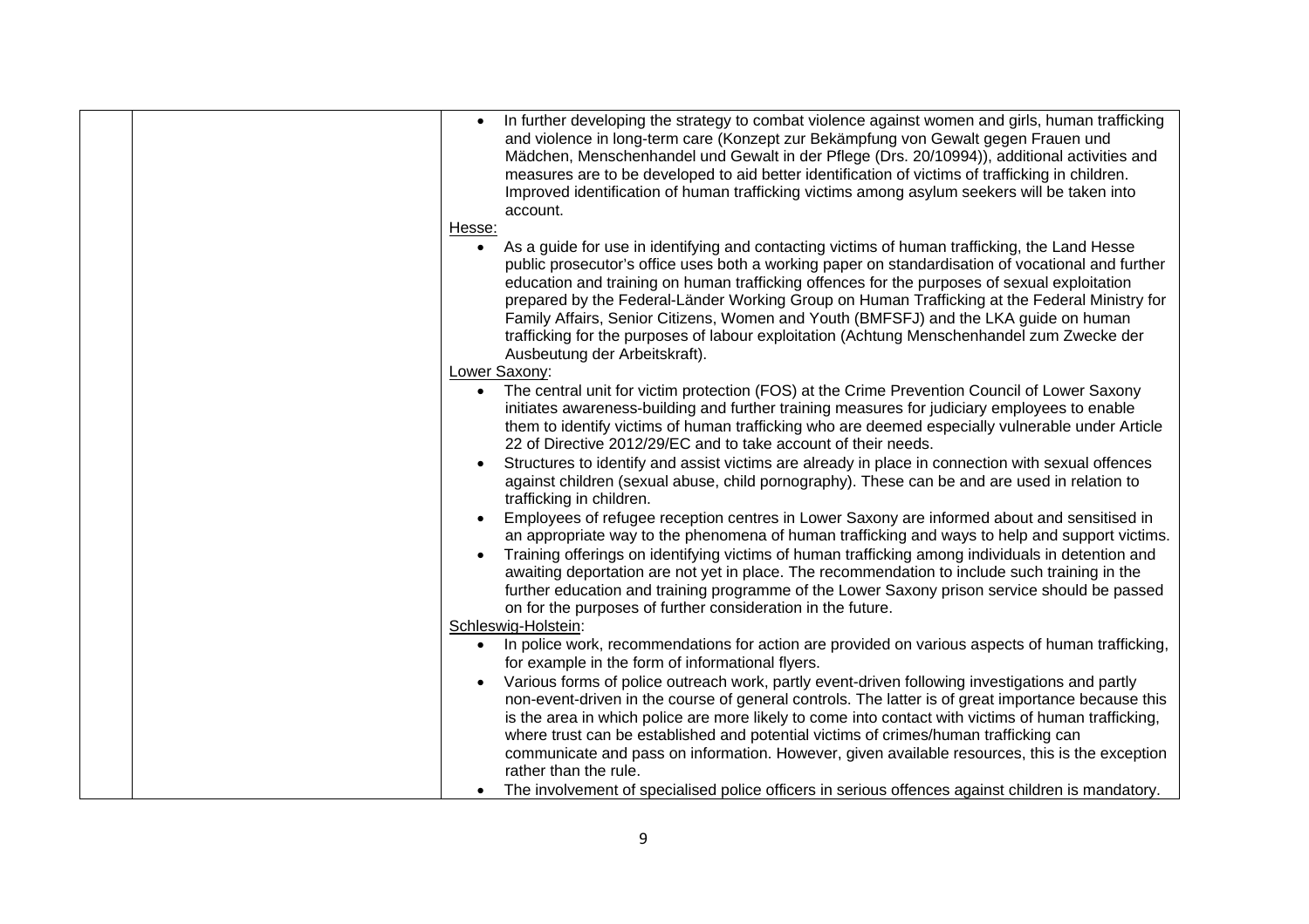| | | |
|---|---|---|
| | | • In further developing the strategy to combat violence against women and girls, human trafficking and violence in long-term care (Konzept zur Bekämpfung von Gewalt gegen Frauen und Mädchen, Menschenhandel und Gewalt in der Pflege (Drs. 20/10994)), additional activities and measures are to be developed to aid better identification of victims of trafficking in children. Improved identification of human trafficking victims among asylum seekers will be taken into account.<br><br><u>Hesse:</u><br>• As a guide for use in identifying and contacting victims of human trafficking, the Land Hesse public prosecutor's office uses both a working paper on standardisation of vocational and further education and training on human trafficking offences for the purposes of sexual exploitation prepared by the Federal-Länder Working Group on Human Trafficking at the Federal Ministry for Family Affairs, Senior Citizens, Women and Youth (BMFSFJ) and the LKA guide on human trafficking for the purposes of labour exploitation (Achtung Menschenhandel zum Zwecke der Ausbeutung der Arbeitskraft).<br><br><u>Lower Saxony:</u><br>• The central unit for victim protection (FOS) at the Crime Prevention Council of Lower Saxony initiates awareness-building and further training measures for judiciary employees to enable them to identify victims of human trafficking who are deemed especially vulnerable under Article 22 of Directive 2012/29/EC and to take account of their needs.<br>• Structures to identify and assist victims are already in place in connection with sexual offences against children (sexual abuse, child pornography). These can be and are used in relation to trafficking in children.<br>• Employees of refugee reception centres in Lower Saxony are informed about and sensitised in an appropriate way to the phenomena of human trafficking and ways to help and support victims.<br>• Training offerings on identifying victims of human trafficking among individuals in detention and awaiting deportation are not yet in place. The recommendation to include such training in the further education and training programme of the Lower Saxony prison service should be passed on for the purposes of further consideration in the future.<br><br><u>Schleswig-Holstein:</u><br>• In police work, recommendations for action are provided on various aspects of human trafficking, for example in the form of informational flyers.<br>• Various forms of police outreach work, partly event-driven following investigations and partly non-event-driven in the course of general controls. The latter is of great importance because this is the area in which police are more likely to come into contact with victims of human trafficking, where trust can be established and potential victims of crimes/human trafficking can communicate and pass on information. However, given available resources, this is the exception rather than the rule.<br>• The involvement of specialised police officers in serious offences against children is mandatory. |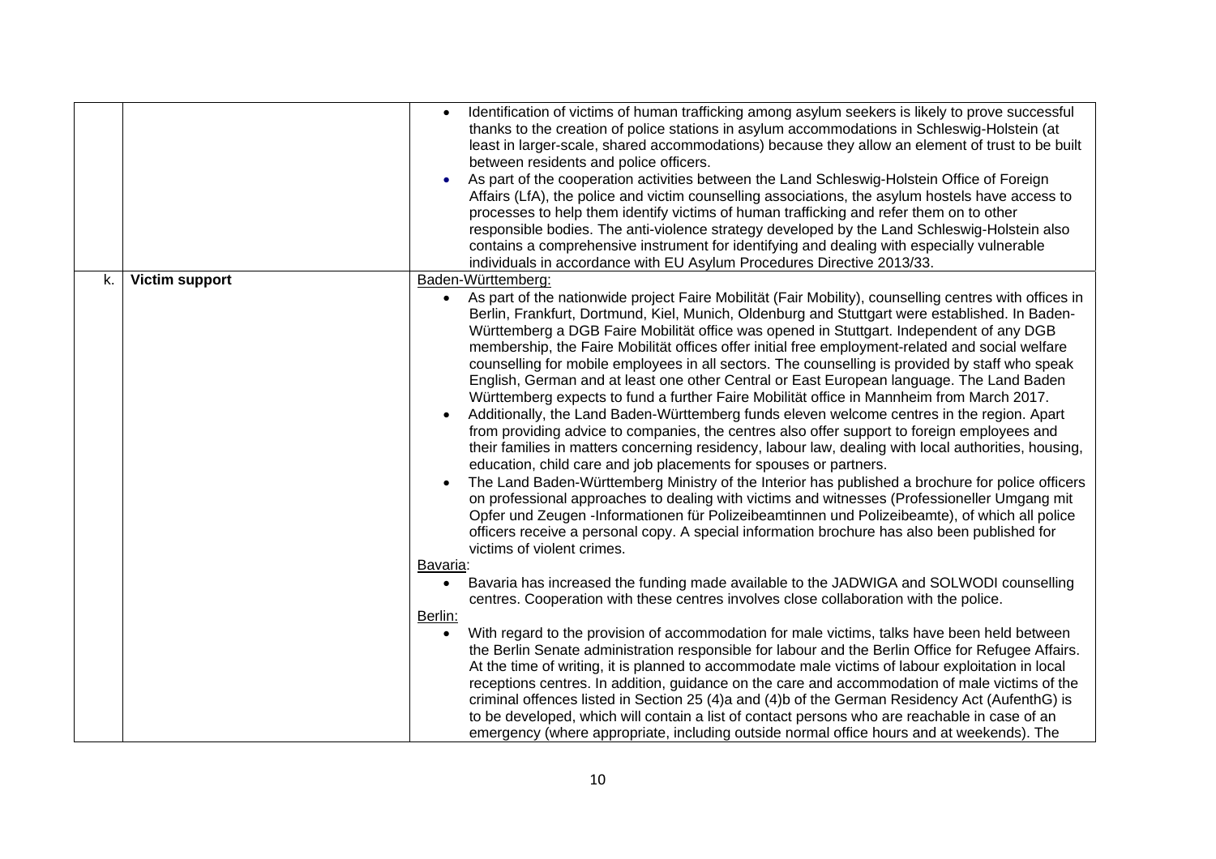| | | |
|---|---|---|
| | | • Identification of victims of human trafficking among asylum seekers is likely to prove successful thanks to the creation of police stations in asylum accommodations in Schleswig-Holstein (at least in larger-scale, shared accommodations) because they allow an element of trust to be built between residents and police officers.<br>• As part of the cooperation activities between the Land Schleswig-Holstein Office of Foreign Affairs (LfA), the police and victim counselling associations, the asylum hostels have access to processes to help them identify victims of human trafficking and refer them on to other responsible bodies. The anti-violence strategy developed by the Land Schleswig-Holstein also contains a comprehensive instrument for identifying and dealing with especially vulnerable individuals in accordance with EU Asylum Procedures Directive 2013/33. |
| k. | **Victim support** | Baden-Württemberg:<br>• As part of the nationwide project Faire Mobilität (Fair Mobility), counselling centres with offices in Berlin, Frankfurt, Dortmund, Kiel, Munich, Oldenburg and Stuttgart were established. In Baden-Württemberg a DGB Faire Mobilität office was opened in Stuttgart. Independent of any DGB membership, the Faire Mobilität offices offer initial free employment-related and social welfare counselling for mobile employees in all sectors. The counselling is provided by staff who speak English, German and at least one other Central or East European language. The Land Baden Württemberg expects to fund a further Faire Mobilität office in Mannheim from March 2017.<br>• Additionally, the Land Baden-Württemberg funds eleven welcome centres in the region. Apart from providing advice to companies, the centres also offer support to foreign employees and their families in matters concerning residency, labour law, dealing with local authorities, housing, education, child care and job placements for spouses or partners.<br>• The Land Baden-Württemberg Ministry of the Interior has published a brochure for police officers on professional approaches to dealing with victims and witnesses (Professioneller Umgang mit Opfer und Zeugen -Informationen für Polizeibeamtinnen und Polizeibeamte), of which all police officers receive a personal copy. A special information brochure has also been published for victims of violent crimes.<br>Bavaria:<br>• Bavaria has increased the funding made available to the JADWIGA and SOLWODI counselling centres. Cooperation with these centres involves close collaboration with the police.<br>Berlin:<br>• With regard to the provision of accommodation for male victims, talks have been held between the Berlin Senate administration responsible for labour and the Berlin Office for Refugee Affairs. At the time of writing, it is planned to accommodate male victims of labour exploitation in local receptions centres. In addition, guidance on the care and accommodation of male victims of the criminal offences listed in Section 25 (4)a and (4)b of the German Residency Act (AufenthG) is to be developed, which will contain a list of contact persons who are reachable in case of an emergency (where appropriate, including outside normal office hours and at weekends). The |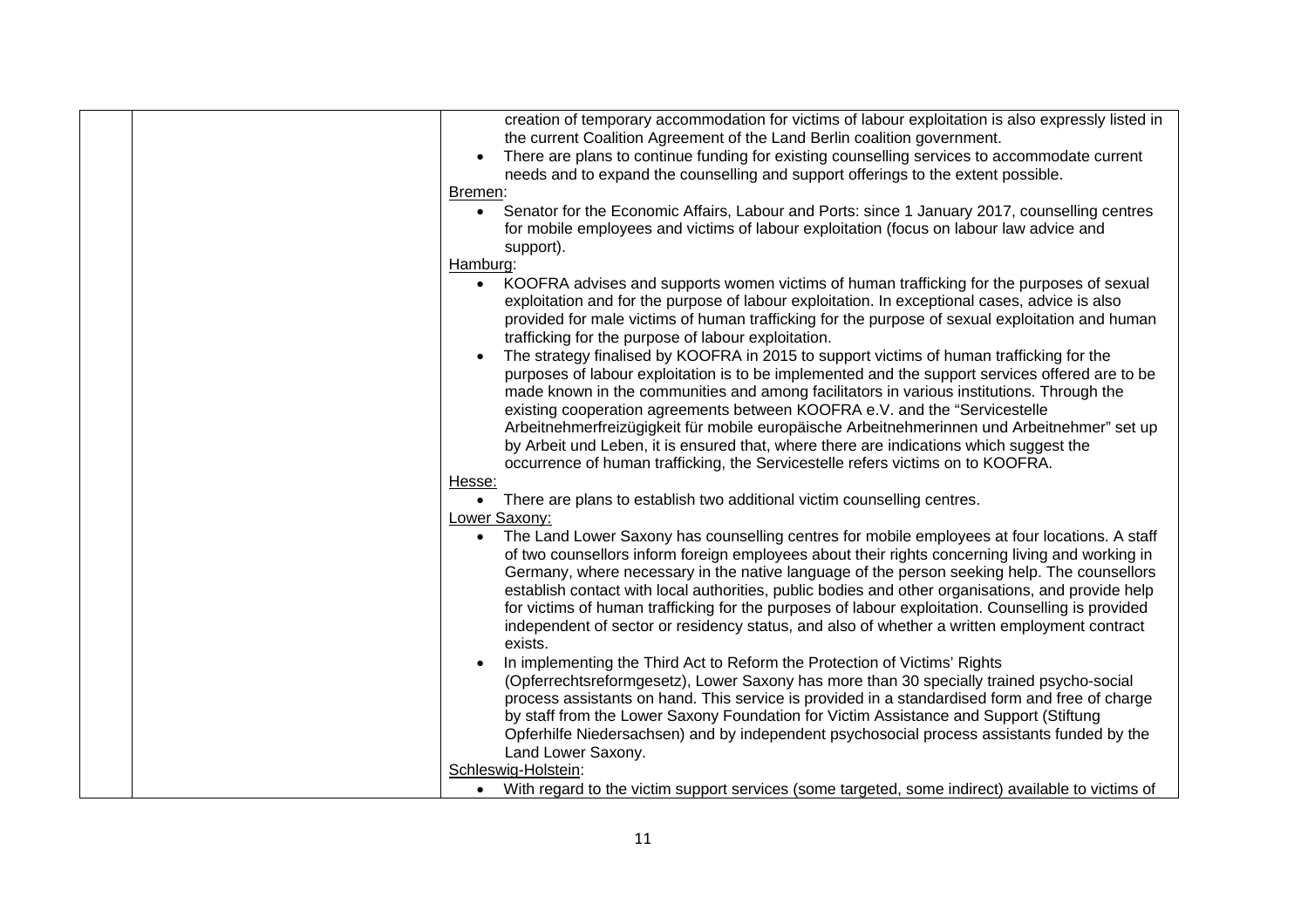| | | creation of temporary accommodation for victims of labour exploitation is also expressly listed in the current Coalition Agreement of the Land Berlin coalition government.<br>• There are plans to continue funding for existing counselling services to accommodate current needs and to expand the counselling and support offerings to the extent possible.<br>Bremen:<br>• Senator for the Economic Affairs, Labour and Ports: since 1 January 2017, counselling centres for mobile employees and victims of labour exploitation (focus on labour law advice and support).<br>Hamburg:<br>• KOOFRA advises and supports women victims of human trafficking for the purposes of sexual exploitation and for the purpose of labour exploitation. In exceptional cases, advice is also provided for male victims of human trafficking for the purpose of sexual exploitation and human trafficking for the purpose of labour exploitation.<br>• The strategy finalised by KOOFRA in 2015 to support victims of human trafficking for the purposes of labour exploitation is to be implemented and the support services offered are to be made known in the communities and among facilitators in various institutions. Through the existing cooperation agreements between KOOFRA e.V. and the "Servicestelle Arbeitnehmerfreizügigkeit für mobile europäische Arbeitnehmerinnen und Arbeitnehmer" set up by Arbeit und Leben, it is ensured that, where there are indications which suggest the occurrence of human trafficking, the Servicestelle refers victims on to KOOFRA.<br>Hesse:<br>• There are plans to establish two additional victim counselling centres.<br>Lower Saxony:<br>• The Land Lower Saxony has counselling centres for mobile employees at four locations. A staff of two counsellors inform foreign employees about their rights concerning living and working in Germany, where necessary in the native language of the person seeking help. The counsellors establish contact with local authorities, public bodies and other organisations, and provide help for victims of human trafficking for the purposes of labour exploitation. Counselling is provided independent of sector or residency status, and also of whether a written employment contract exists.<br>• In implementing the Third Act to Reform the Protection of Victims' Rights (Opferrechtsreformgesetz), Lower Saxony has more than 30 specially trained psycho-social process assistants on hand. This service is provided in a standardised form and free of charge by staff from the Lower Saxony Foundation for Victim Assistance and Support (Stiftung Opferhilfe Niedersachsen) and by independent psychosocial process assistants funded by the Land Lower Saxony.<br>Schleswig-Holstein:<br>• With regard to the victim support services (some targeted, some indirect) available to victims of |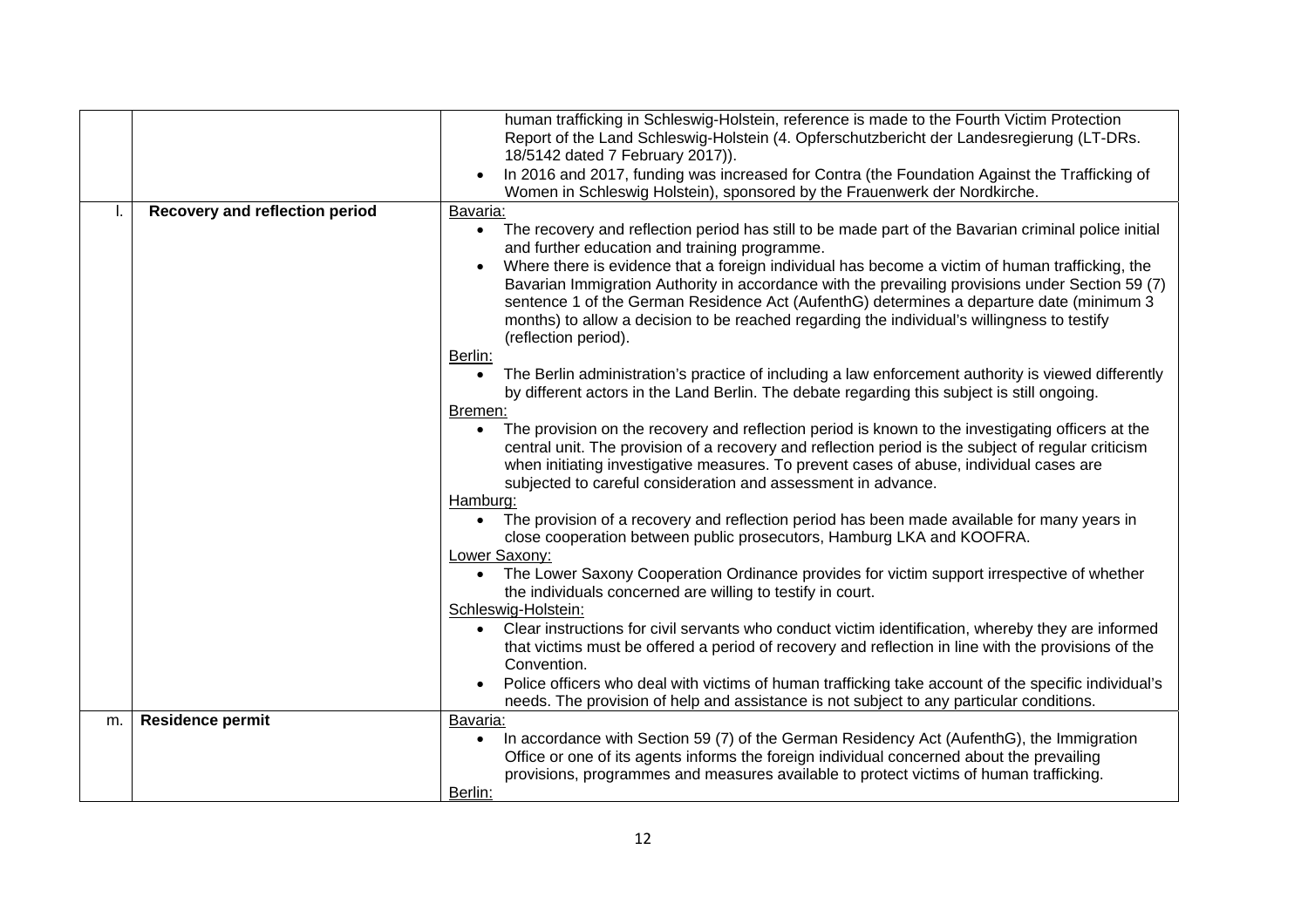| | | |
|---|---|---|
| | | human trafficking in Schleswig-Holstein, reference is made to the Fourth Victim Protection Report of the Land Schleswig-Holstein (4. Opferschutzbericht der Landesregierung (LT-DRs. 18/5142 dated 7 February 2017)).<br>• In 2016 and 2017, funding was increased for Contra (the Foundation Against the Trafficking of Women in Schleswig Holstein), sponsored by the Frauenwerk der Nordkirche. |
| l. | **Recovery and reflection period** | Bavaria:<br>• The recovery and reflection period has still to be made part of the Bavarian criminal police initial and further education and training programme.<br>• Where there is evidence that a foreign individual has become a victim of human trafficking, the Bavarian Immigration Authority in accordance with the prevailing provisions under Section 59 (7) sentence 1 of the German Residence Act (AufenthG) determines a departure date (minimum 3 months) to allow a decision to be reached regarding the individual's willingness to testify (reflection period).<br>Berlin:<br>• The Berlin administration's practice of including a law enforcement authority is viewed differently by different actors in the Land Berlin. The debate regarding this subject is still ongoing.<br>Bremen:<br>• The provision on the recovery and reflection period is known to the investigating officers at the central unit. The provision of a recovery and reflection period is the subject of regular criticism when initiating investigative measures. To prevent cases of abuse, individual cases are subjected to careful consideration and assessment in advance.<br>Hamburg:<br>• The provision of a recovery and reflection period has been made available for many years in close cooperation between public prosecutors, Hamburg LKA and KOOFRA.<br>Lower Saxony:<br>• The Lower Saxony Cooperation Ordinance provides for victim support irrespective of whether the individuals concerned are willing to testify in court.<br>Schleswig-Holstein:<br>• Clear instructions for civil servants who conduct victim identification, whereby they are informed that victims must be offered a period of recovery and reflection in line with the provisions of the Convention.<br>• Police officers who deal with victims of human trafficking take account of the specific individual's needs. The provision of help and assistance is not subject to any particular conditions. |
| m. | **Residence permit** | Bavaria:<br>• In accordance with Section 59 (7) of the German Residency Act (AufenthG), the Immigration Office or one of its agents informs the foreign individual concerned about the prevailing provisions, programmes and measures available to protect victims of human trafficking.<br>Berlin: |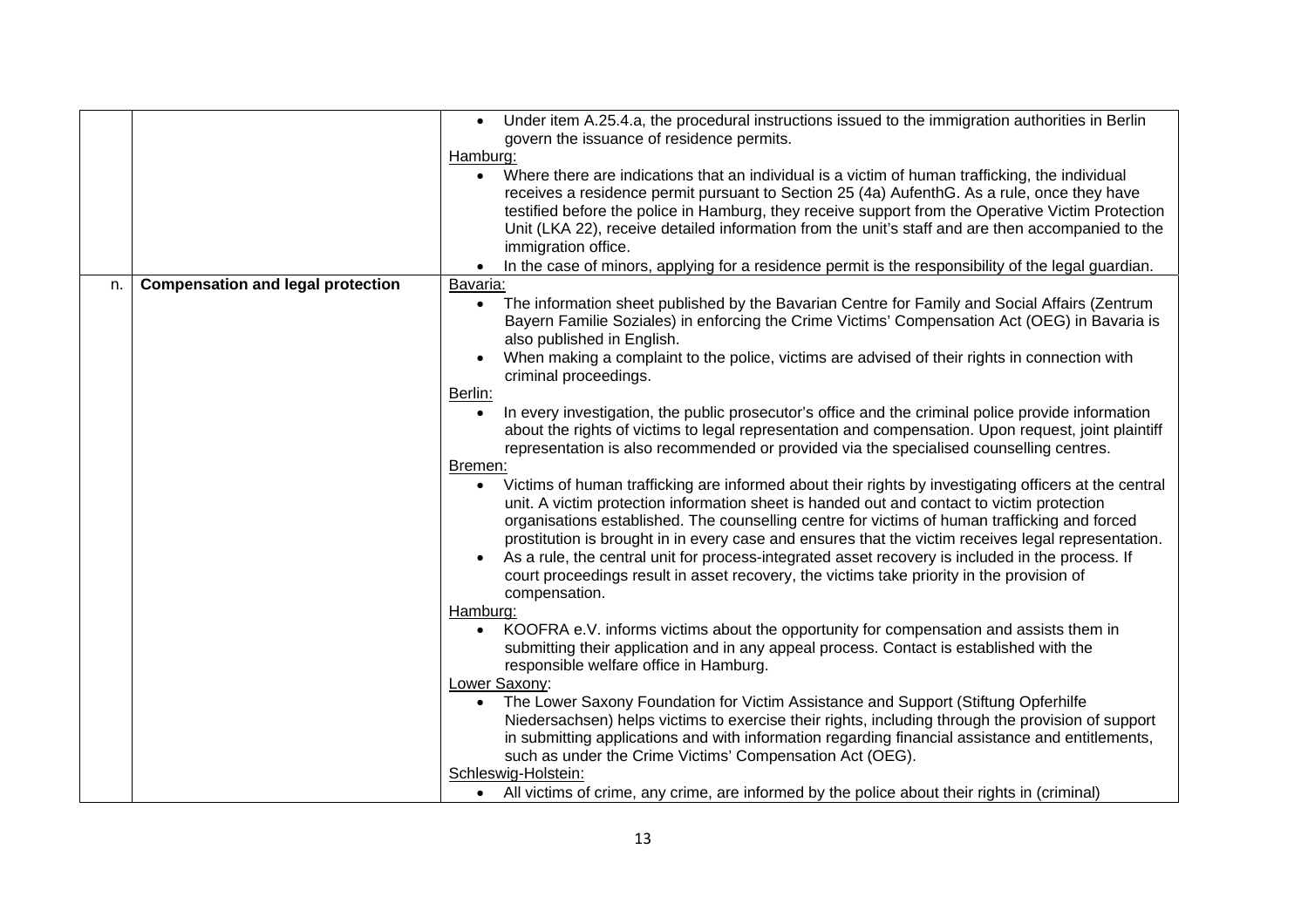| | | |
|---|---|---|
| | | • Under item A.25.4.a, the procedural instructions issued to the immigration authorities in Berlin govern the issuance of residence permits.<br>Hamburg:<br>• Where there are indications that an individual is a victim of human trafficking, the individual receives a residence permit pursuant to Section 25 (4a) AufenthG. As a rule, once they have testified before the police in Hamburg, they receive support from the Operative Victim Protection Unit (LKA 22), receive detailed information from the unit's staff and are then accompanied to the immigration office.<br>• In the case of minors, applying for a residence permit is the responsibility of the legal guardian. |
| n. | **Compensation and legal protection** | Bavaria:<br>• The information sheet published by the Bavarian Centre for Family and Social Affairs (Zentrum Bayern Familie Soziales) in enforcing the Crime Victims' Compensation Act (OEG) in Bavaria is also published in English.<br>• When making a complaint to the police, victims are advised of their rights in connection with criminal proceedings.<br>Berlin:<br>• In every investigation, the public prosecutor's office and the criminal police provide information about the rights of victims to legal representation and compensation. Upon request, joint plaintiff representation is also recommended or provided via the specialised counselling centres.<br>Bremen:<br>• Victims of human trafficking are informed about their rights by investigating officers at the central unit. A victim protection information sheet is handed out and contact to victim protection organisations established. The counselling centre for victims of human trafficking and forced prostitution is brought in in every case and ensures that the victim receives legal representation.<br>• As a rule, the central unit for process-integrated asset recovery is included in the process. If court proceedings result in asset recovery, the victims take priority in the provision of compensation.<br>Hamburg:<br>• KOOFRA e.V. informs victims about the opportunity for compensation and assists them in submitting their application and in any appeal process. Contact is established with the responsible welfare office in Hamburg.<br>Lower Saxony:<br>• The Lower Saxony Foundation for Victim Assistance and Support (Stiftung Opferhilfe Niedersachsen) helps victims to exercise their rights, including through the provision of support in submitting applications and with information regarding financial assistance and entitlements, such as under the Crime Victims' Compensation Act (OEG).<br>Schleswig-Holstein:<br>• All victims of crime, any crime, are informed by the police about their rights in (criminal) |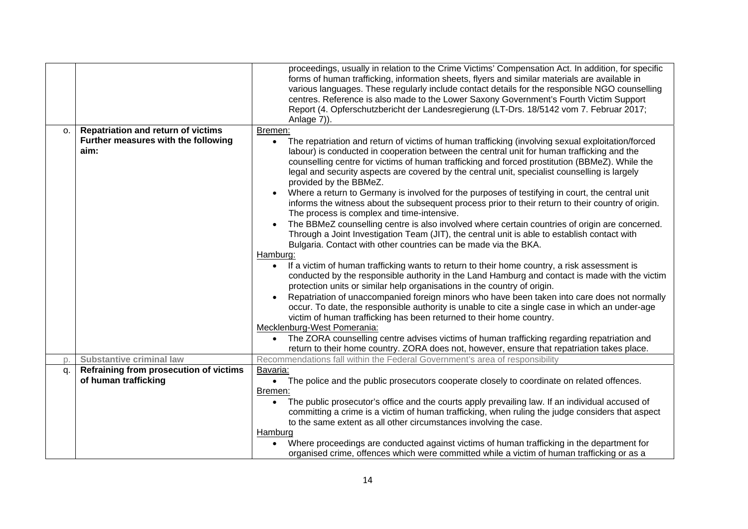| | | |
|---|---|---|
| | | proceedings, usually in relation to the Crime Victims' Compensation Act. In addition, for specific forms of human trafficking, information sheets, flyers and similar materials are available in various languages. These regularly include contact details for the responsible NGO counselling centres. Reference is also made to the Lower Saxony Government's Fourth Victim Support Report (4. Opferschutzbericht der Landesregierung (LT-Drs. 18/5142 vom 7. Februar 2017; Anlage 7)). |
| o. | **Repatriation and return of victims**<br>**Further measures with the following aim:** | Bremen:<br>• The repatriation and return of victims of human trafficking (involving sexual exploitation/forced labour) is conducted in cooperation between the central unit for human trafficking and the counselling centre for victims of human trafficking and forced prostitution (BBMeZ). While the legal and security aspects are covered by the central unit, specialist counselling is largely provided by the BBMeZ.<br>• Where a return to Germany is involved for the purposes of testifying in court, the central unit informs the witness about the subsequent process prior to their return to their country of origin. The process is complex and time-intensive.<br>• The BBMeZ counselling centre is also involved where certain countries of origin are concerned. Through a Joint Investigation Team (JIT), the central unit is able to establish contact with Bulgaria. Contact with other countries can be made via the BKA.<br>Hamburg:<br>• If a victim of human trafficking wants to return to their home country, a risk assessment is conducted by the responsible authority in the Land Hamburg and contact is made with the victim protection units or similar help organisations in the country of origin.<br>• Repatriation of unaccompanied foreign minors who have been taken into care does not normally occur. To date, the responsible authority is unable to cite a single case in which an under-age victim of human trafficking has been returned to their home country.<br>Mecklenburg-West Pomerania:<br>• The ZORA counselling centre advises victims of human trafficking regarding repatriation and return to their home country. ZORA does not, however, ensure that repatriation takes place. |
| p. | **Substantive criminal law** | Recommendations fall within the Federal Government's area of responsibility |
| q. | **Refraining from prosecution of victims of human trafficking** | Bavaria:<br>• The police and the public prosecutors cooperate closely to coordinate on related offences.<br>Bremen:<br>• The public prosecutor's office and the courts apply prevailing law. If an individual accused of committing a crime is a victim of human trafficking, when ruling the judge considers that aspect to the same extent as all other circumstances involving the case.<br>Hamburg<br>• Where proceedings are conducted against victims of human trafficking in the department for organised crime, offences which were committed while a victim of human trafficking or as a |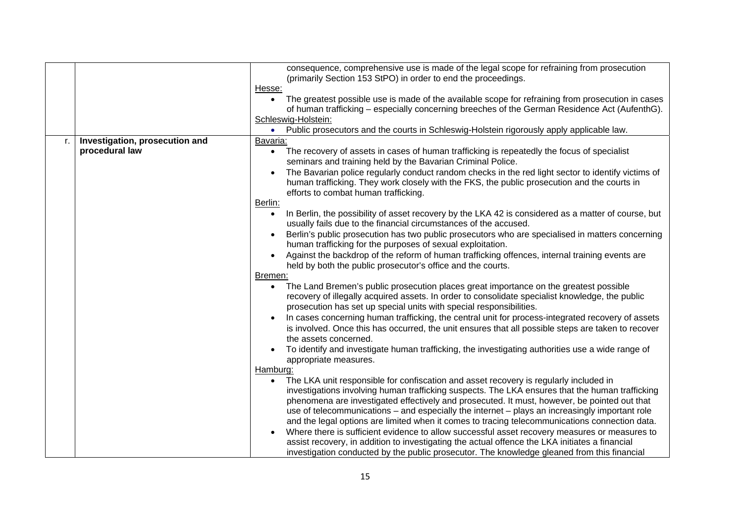| | | |
|---|---|---|
| | | consequence, comprehensive use is made of the legal scope for refraining from prosecution (primarily Section 153 StPO) in order to end the proceedings.<br>Hesse:<br>• The greatest possible use is made of the available scope for refraining from prosecution in cases of human trafficking – especially concerning breeches of the German Residence Act (AufenthG).<br>Schleswig-Holstein:<br>• Public prosecutors and the courts in Schleswig-Holstein rigorously apply applicable law. |
| r. | **Investigation, prosecution and procedural law** | Bavaria:<br>• The recovery of assets in cases of human trafficking is repeatedly the focus of specialist seminars and training held by the Bavarian Criminal Police.<br>• The Bavarian police regularly conduct random checks in the red light sector to identify victims of human trafficking. They work closely with the FKS, the public prosecution and the courts in efforts to combat human trafficking.<br>Berlin:<br>• In Berlin, the possibility of asset recovery by the LKA 42 is considered as a matter of course, but usually fails due to the financial circumstances of the accused.<br>• Berlin's public prosecution has two public prosecutors who are specialised in matters concerning human trafficking for the purposes of sexual exploitation.<br>• Against the backdrop of the reform of human trafficking offences, internal training events are held by both the public prosecutor's office and the courts.<br>Bremen:<br>• The Land Bremen's public prosecution places great importance on the greatest possible recovery of illegally acquired assets. In order to consolidate specialist knowledge, the public prosecution has set up special units with special responsibilities.<br>• In cases concerning human trafficking, the central unit for process-integrated recovery of assets is involved. Once this has occurred, the unit ensures that all possible steps are taken to recover the assets concerned.<br>• To identify and investigate human trafficking, the investigating authorities use a wide range of appropriate measures.<br>Hamburg:<br>• The LKA unit responsible for confiscation and asset recovery is regularly included in investigations involving human trafficking suspects. The LKA ensures that the human trafficking phenomena are investigated effectively and prosecuted. It must, however, be pointed out that use of telecommunications – and especially the internet – plays an increasingly important role and the legal options are limited when it comes to tracing telecommunications connection data.<br>• Where there is sufficient evidence to allow successful asset recovery measures or measures to assist recovery, in addition to investigating the actual offence the LKA initiates a financial investigation conducted by the public prosecutor. The knowledge gleaned from this financial |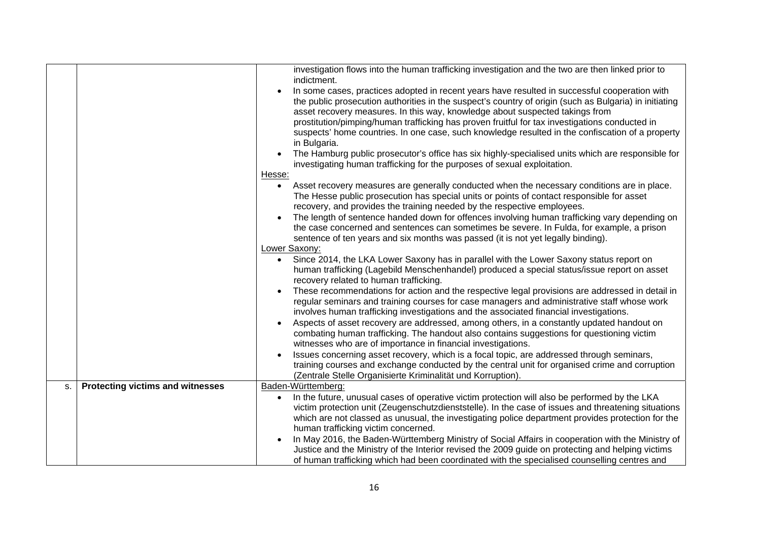| | | |
|---|---|---|
| | | investigation flows into the human trafficking investigation and the two are then linked prior to indictment.<br>• In some cases, practices adopted in recent years have resulted in successful cooperation with the public prosecution authorities in the suspect's country of origin (such as Bulgaria) in initiating asset recovery measures. In this way, knowledge about suspected takings from prostitution/pimping/human trafficking has proven fruitful for tax investigations conducted in suspects' home countries. In one case, such knowledge resulted in the confiscation of a property in Bulgaria.<br>• The Hamburg public prosecutor's office has six highly-specialised units which are responsible for investigating human trafficking for the purposes of sexual exploitation.<br><u>Hesse:</u><br>• Asset recovery measures are generally conducted when the necessary conditions are in place. The Hesse public prosecution has special units or points of contact responsible for asset recovery, and provides the training needed by the respective employees.<br>• The length of sentence handed down for offences involving human trafficking vary depending on the case concerned and sentences can sometimes be severe. In Fulda, for example, a prison sentence of ten years and six months was passed (it is not yet legally binding).<br><u>Lower Saxony:</u><br>• Since 2014, the LKA Lower Saxony has in parallel with the Lower Saxony status report on human trafficking (Lagebild Menschenhandel) produced a special status/issue report on asset recovery related to human trafficking.<br>• These recommendations for action and the respective legal provisions are addressed in detail in regular seminars and training courses for case managers and administrative staff whose work involves human trafficking investigations and the associated financial investigations.<br>• Aspects of asset recovery are addressed, among others, in a constantly updated handout on combating human trafficking. The handout also contains suggestions for questioning victim witnesses who are of importance in financial investigations.<br>• Issues concerning asset recovery, which is a focal topic, are addressed through seminars, training courses and exchange conducted by the central unit for organised crime and corruption (Zentrale Stelle Organisierte Kriminalität und Korruption). |
| s. | **Protecting victims and witnesses** | <u>Baden-Württemberg:</u><br>• In the future, unusual cases of operative victim protection will also be performed by the LKA victim protection unit (Zeugenschutzdienststelle). In the case of issues and threatening situations which are not classed as unusual, the investigating police department provides protection for the human trafficking victim concerned.<br>• In May 2016, the Baden-Württemberg Ministry of Social Affairs in cooperation with the Ministry of Justice and the Ministry of the Interior revised the 2009 guide on protecting and helping victims of human trafficking which had been coordinated with the specialised counselling centres and |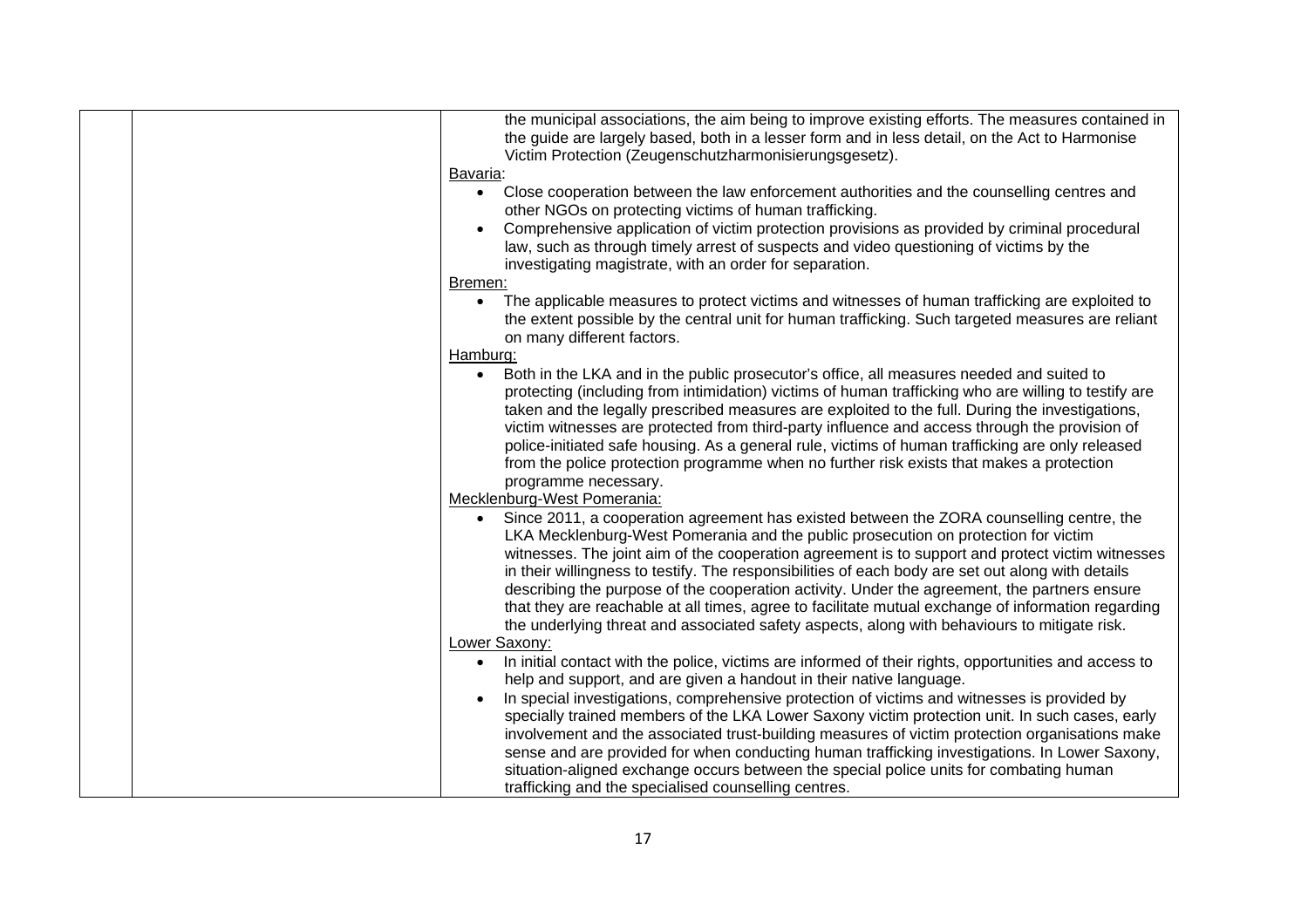| | | |
|---|---|---|
| | | the municipal associations, the aim being to improve existing efforts. The measures contained in the guide are largely based, both in a lesser form and in less detail, on the Act to Harmonise Victim Protection (Zeugenschutzharmonisierungsgesetz).<br><br>Bavaria:<br>• Close cooperation between the law enforcement authorities and the counselling centres and other NGOs on protecting victims of human trafficking.<br>• Comprehensive application of victim protection provisions as provided by criminal procedural law, such as through timely arrest of suspects and video questioning of victims by the investigating magistrate, with an order for separation.<br><br>Bremen:<br>• The applicable measures to protect victims and witnesses of human trafficking are exploited to the extent possible by the central unit for human trafficking. Such targeted measures are reliant on many different factors.<br><br>Hamburg:<br>• Both in the LKA and in the public prosecutor's office, all measures needed and suited to protecting (including from intimidation) victims of human trafficking who are willing to testify are taken and the legally prescribed measures are exploited to the full. During the investigations, victim witnesses are protected from third-party influence and access through the provision of police-initiated safe housing. As a general rule, victims of human trafficking are only released from the police protection programme when no further risk exists that makes a protection programme necessary.<br><br>Mecklenburg-West Pomerania:<br>• Since 2011, a cooperation agreement has existed between the ZORA counselling centre, the LKA Mecklenburg-West Pomerania and the public prosecution on protection for victim witnesses. The joint aim of the cooperation agreement is to support and protect victim witnesses in their willingness to testify. The responsibilities of each body are set out along with details describing the purpose of the cooperation activity. Under the agreement, the partners ensure that they are reachable at all times, agree to facilitate mutual exchange of information regarding the underlying threat and associated safety aspects, along with behaviours to mitigate risk.<br><br>Lower Saxony:<br>• In initial contact with the police, victims are informed of their rights, opportunities and access to help and support, and are given a handout in their native language.<br>• In special investigations, comprehensive protection of victims and witnesses is provided by specially trained members of the LKA Lower Saxony victim protection unit. In such cases, early involvement and the associated trust-building measures of victim protection organisations make sense and are provided for when conducting human trafficking investigations. In Lower Saxony, situation-aligned exchange occurs between the special police units for combating human trafficking and the specialised counselling centres. |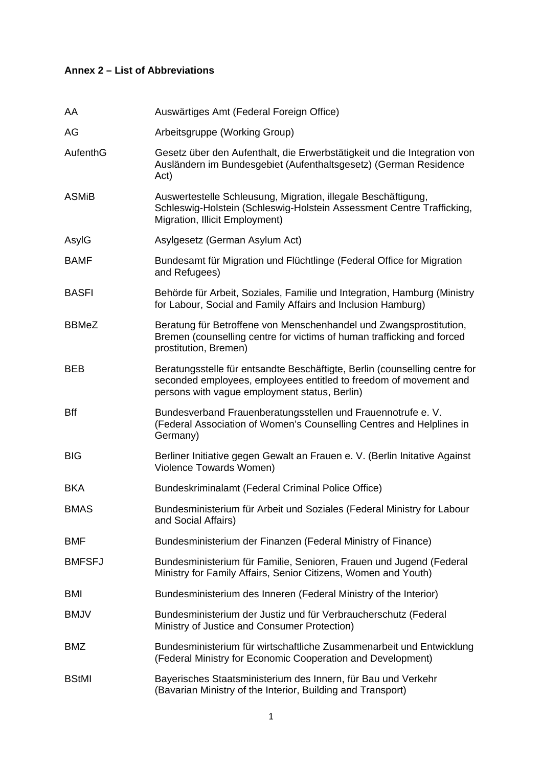**Annex 2 – List of Abbreviations**

| | |
|---|---|
| AA | Auswärtiges Amt (Federal Foreign Office) |
| AG | Arbeitsgruppe (Working Group) |
| AufenthG | Gesetz über den Aufenthalt, die Erwerbstätigkeit und die Integration von Ausländern im Bundesgebiet (Aufenthaltsgesetz) (German Residence Act) |
| ASMiB | Auswertestelle Schleusung, Migration, illegale Beschäftigung, Schleswig-Holstein (Schleswig-Holstein Assessment Centre Trafficking, Migration, Illicit Employment) |
| AsylG | Asylgesetz (German Asylum Act) |
| BAMF | Bundesamt für Migration und Flüchtlinge (Federal Office for Migration and Refugees) |
| BASFI | Behörde für Arbeit, Soziales, Familie und Integration, Hamburg (Ministry for Labour, Social and Family Affairs and Inclusion Hamburg) |
| BBMeZ | Beratung für Betroffene von Menschenhandel und Zwangsprostitution, Bremen (counselling centre for victims of human trafficking and forced prostitution, Bremen) |
| BEB | Beratungsstelle für entsandte Beschäftigte, Berlin (counselling centre for seconded employees, employees entitled to freedom of movement and persons with vague employment status, Berlin) |
| Bff | Bundesverband Frauenberatungsstellen und Frauennotrufe e. V. (Federal Association of Women's Counselling Centres and Helplines in Germany) |
| BIG | Berliner Initiative gegen Gewalt an Frauen e. V. (Berlin Initative Against Violence Towards Women) |
| BKA | Bundeskriminalamt (Federal Criminal Police Office) |
| BMAS | Bundesministerium für Arbeit und Soziales (Federal Ministry for Labour and Social Affairs) |
| BMF | Bundesministerium der Finanzen (Federal Ministry of Finance) |
| BMFSFJ | Bundesministerium für Familie, Senioren, Frauen und Jugend (Federal Ministry for Family Affairs, Senior Citizens, Women and Youth) |
| BMI | Bundesministerium des Inneren (Federal Ministry of the Interior) |
| BMJV | Bundesministerium der Justiz und für Verbraucherschutz (Federal Ministry of Justice and Consumer Protection) |
| BMZ | Bundesministerium für wirtschaftliche Zusammenarbeit und Entwicklung (Federal Ministry for Economic Cooperation and Development) |
| BStMI | Bayerisches Staatsministerium des Innern, für Bau und Verkehr (Bavarian Ministry of the Interior, Building and Transport) |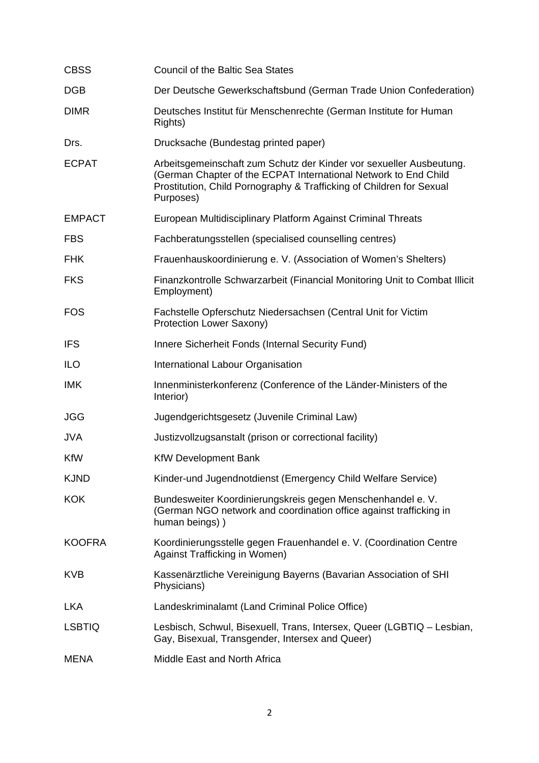| | |
|---|---|
| CBSS | Council of the Baltic Sea States |
| DGB | Der Deutsche Gewerkschaftsbund (German Trade Union Confederation) |
| DIMR | Deutsches Institut für Menschenrechte (German Institute for Human Rights) |
| Drs. | Drucksache (Bundestag printed paper) |
| ECPAT | Arbeitsgemeinschaft zum Schutz der Kinder vor sexueller Ausbeutung. (German Chapter of the ECPAT International Network to End Child Prostitution, Child Pornography & Trafficking of Children for Sexual Purposes) |
| EMPACT | European Multidisciplinary Platform Against Criminal Threats |
| FBS | Fachberatungsstellen (specialised counselling centres) |
| FHK | Frauenhauskoordinierung e. V. (Association of Women's Shelters) |
| FKS | Finanzkontrolle Schwarzarbeit (Financial Monitoring Unit to Combat Illicit Employment) |
| FOS | Fachstelle Opferschutz Niedersachsen (Central Unit for Victim Protection Lower Saxony) |
| IFS | Innere Sicherheit Fonds (Internal Security Fund) |
| ILO | International Labour Organisation |
| IMK | Innenministerkonferenz (Conference of the Länder-Ministers of the Interior) |
| JGG | Jugendgerichtsgesetz (Juvenile Criminal Law) |
| JVA | Justizvollzugsanstalt (prison or correctional facility) |
| KfW | KfW Development Bank |
| KJND | Kinder-und Jugendnotdienst (Emergency Child Welfare Service) |
| KOK | Bundesweiter Koordinierungskreis gegen Menschenhandel e. V. (German NGO network and coordination office against trafficking in human beings) ) |
| KOOFRA | Koordinierungsstelle gegen Frauenhandel e. V. (Coordination Centre Against Trafficking in Women) |
| KVB | Kassenärztliche Vereinigung Bayerns (Bavarian Association of SHI Physicians) |
| LKA | Landeskriminalamt (Land Criminal Police Office) |
| LSBTIQ | Lesbisch, Schwul, Bisexuell, Trans, Intersex, Queer (LGBTIQ – Lesbian, Gay, Bisexual, Transgender, Intersex and Queer) |
| MENA | Middle East and North Africa |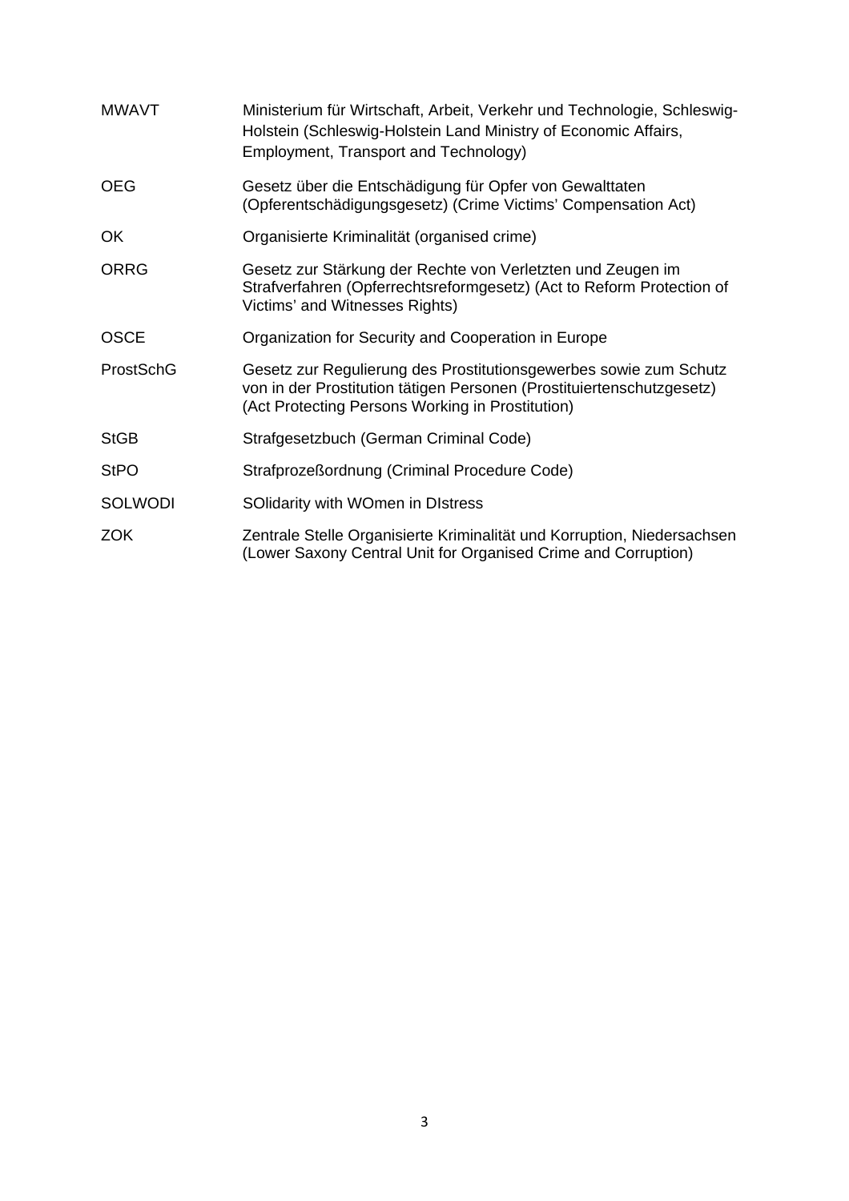| | |
|---|---|
| MWAVT | Ministerium für Wirtschaft, Arbeit, Verkehr und Technologie, Schleswig-Holstein (Schleswig-Holstein Land Ministry of Economic Affairs, Employment, Transport and Technology) |
| OEG | Gesetz über die Entschädigung für Opfer von Gewalttaten (Opferentschädigungsgesetz) (Crime Victims' Compensation Act) |
| OK | Organisierte Kriminalität (organised crime) |
| ORRG | Gesetz zur Stärkung der Rechte von Verletzten und Zeugen im Strafverfahren (Opferrechtsreformgesetz) (Act to Reform Protection of Victims' and Witnesses Rights) |
| OSCE | Organization for Security and Cooperation in Europe |
| ProstSchG | Gesetz zur Regulierung des Prostitutionsgewerbes sowie zum Schutz von in der Prostitution tätigen Personen (Prostituiertenschutzgesetz) (Act Protecting Persons Working in Prostitution) |
| StGB | Strafgesetzbuch (German Criminal Code) |
| StPO | Strafprozeßordnung (Criminal Procedure Code) |
| SOLWODI | SOlidarity with WOmen in DIstress |
| ZOK | Zentrale Stelle Organisierte Kriminalität und Korruption, Niedersachsen (Lower Saxony Central Unit for Organised Crime and Corruption) |